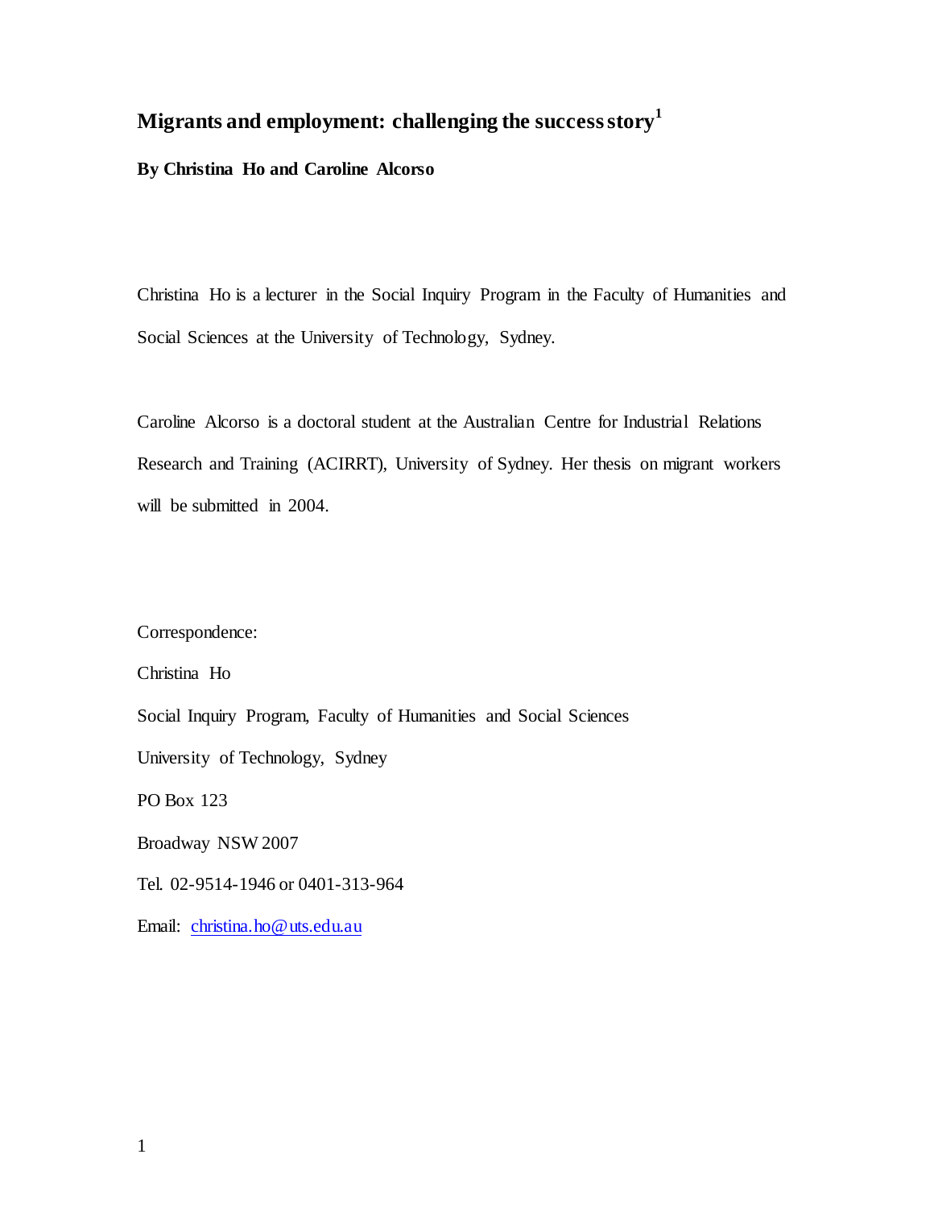# Migrants and employment: challenging the success story[1]

**By Christina Ho and Caroline Alcorso**

Christina Ho is a lecturer in the Social Inquiry Program in the Faculty of Humanities and Social Sciences at the University of Technology, Sydney.

Caroline Alcorso is a doctoral student at the Australian Centre for Industrial Relations Research and Training (ACIRRT), University of Sydney. Her thesis on migrant workers will be submitted in 2004.

Correspondence:

Christina Ho

Social Inquiry Program, Faculty of Humanities and Social Sciences

University of Technology, Sydney

PO Box 123

Broadway NSW 2007

Tel. 02-9514-1946 or 0401-313-964

Email: christina.ho@uts.edu.au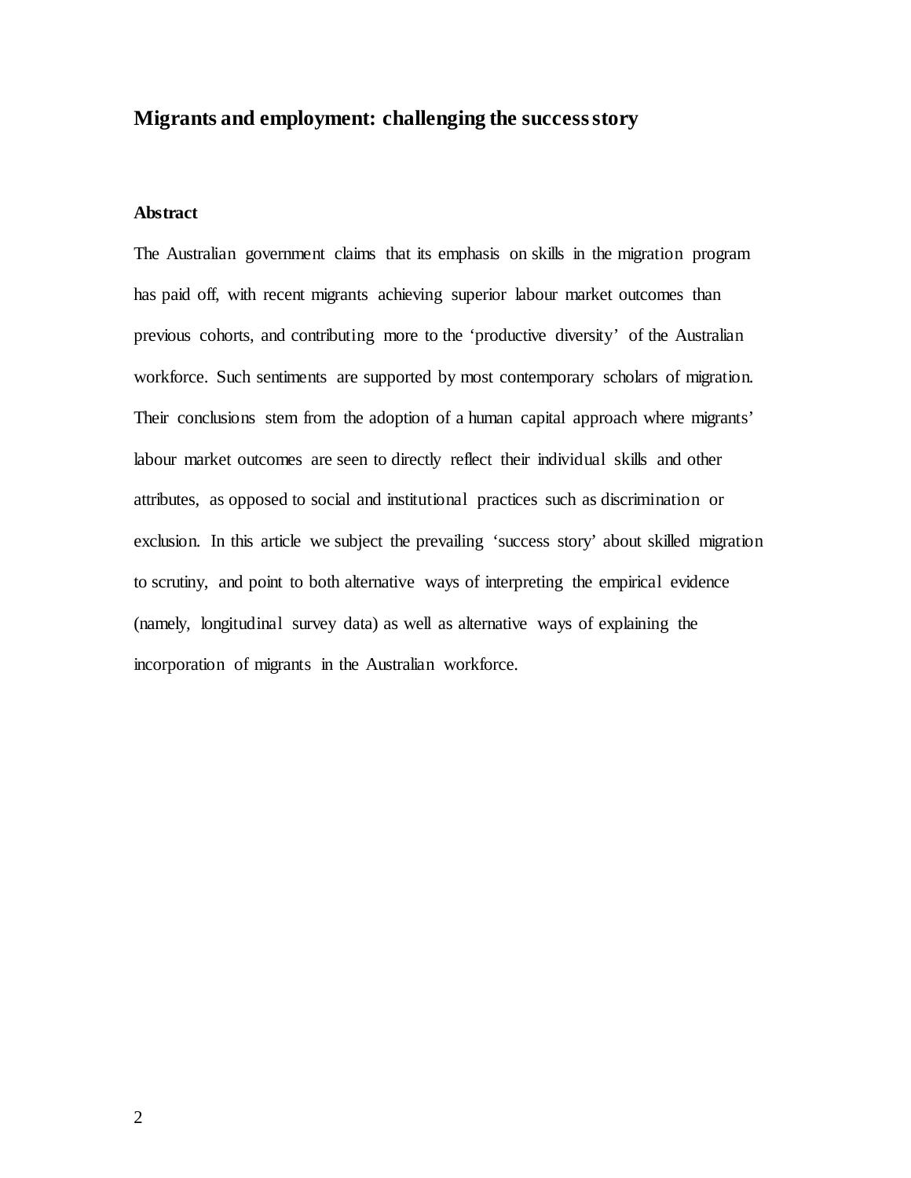## Migrants and employment: challenging the success story

### Abstract

The Australian government claims that its emphasis on skills in the migration program has paid off, with recent migrants achieving superior labour market outcomes than previous cohorts, and contributing more to the 'productive diversity' of the Australian workforce. Such sentiments are supported by most contemporary scholars of migration. Their conclusions stem from the adoption of a human capital approach where migrants' labour market outcomes are seen to directly reflect their individual skills and other attributes, as opposed to social and institutional practices such as discrimination or exclusion. In this article we subject the prevailing 'success story' about skilled migration to scrutiny, and point to both alternative ways of interpreting the empirical evidence (namely, longitudinal survey data) as well as alternative ways of explaining the incorporation of migrants in the Australian workforce.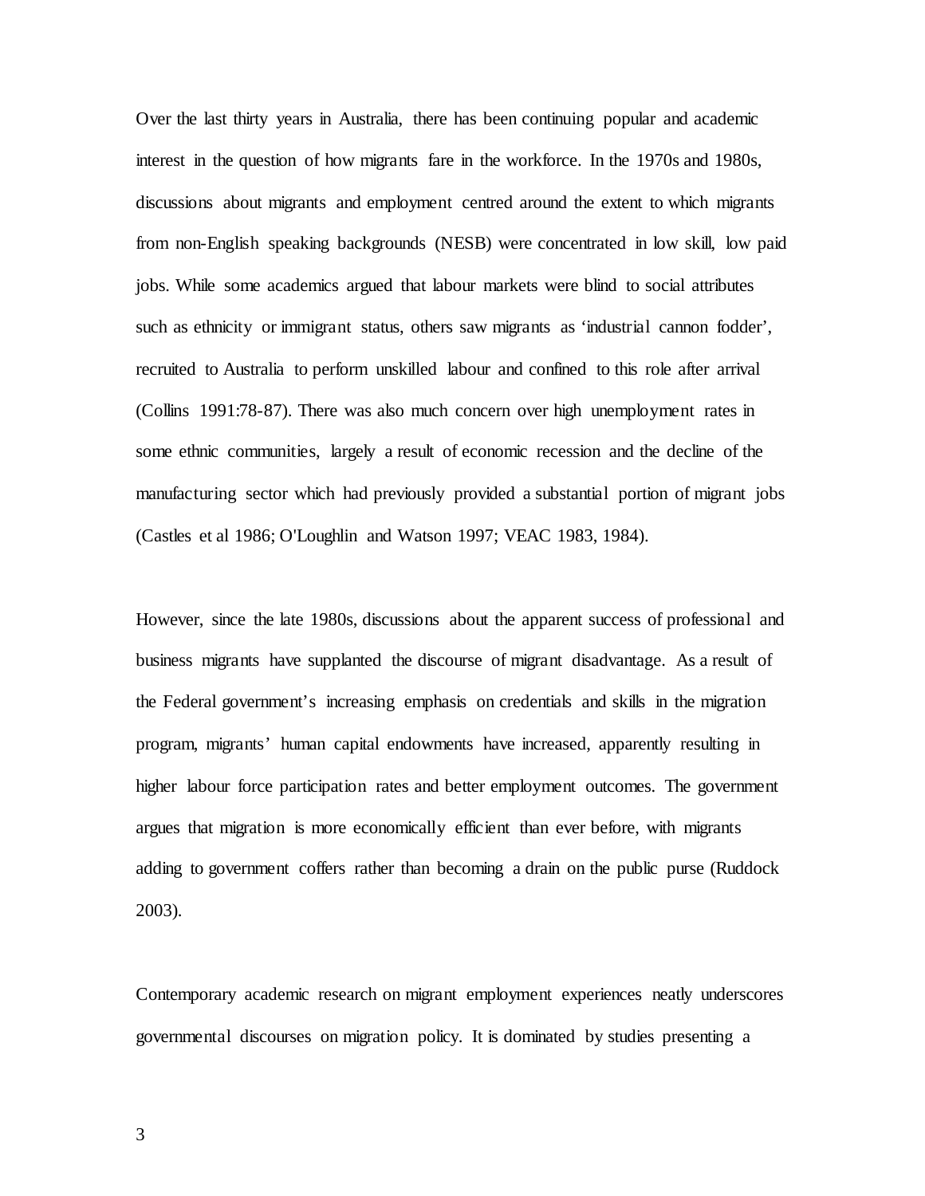Over the last thirty years in Australia, there has been continuing popular and academic interest in the question of how migrants fare in the workforce. In the 1970s and 1980s, discussions about migrants and employment centred around the extent to which migrants from non-English speaking backgrounds (NESB) were concentrated in low skill, low paid jobs. While some academics argued that labour markets were blind to social attributes such as ethnicity or immigrant status, others saw migrants as 'industrial cannon fodder', recruited to Australia to perform unskilled labour and confined to this role after arrival (Collins 1991:78-87). There was also much concern over high unemployment rates in some ethnic communities, largely a result of economic recession and the decline of the manufacturing sector which had previously provided a substantial portion of migrant jobs (Castles et al 1986; O'Loughlin and Watson 1997; VEAC 1983, 1984).

However, since the late 1980s, discussions about the apparent success of professional and business migrants have supplanted the discourse of migrant disadvantage. As a result of the Federal government's increasing emphasis on credentials and skills in the migration program, migrants' human capital endowments have increased, apparently resulting in higher labour force participation rates and better employment outcomes. The government argues that migration is more economically efficient than ever before, with migrants adding to government coffers rather than becoming a drain on the public purse (Ruddock 2003).

Contemporary academic research on migrant employment experiences neatly underscores governmental discourses on migration policy. It is dominated by studies presenting a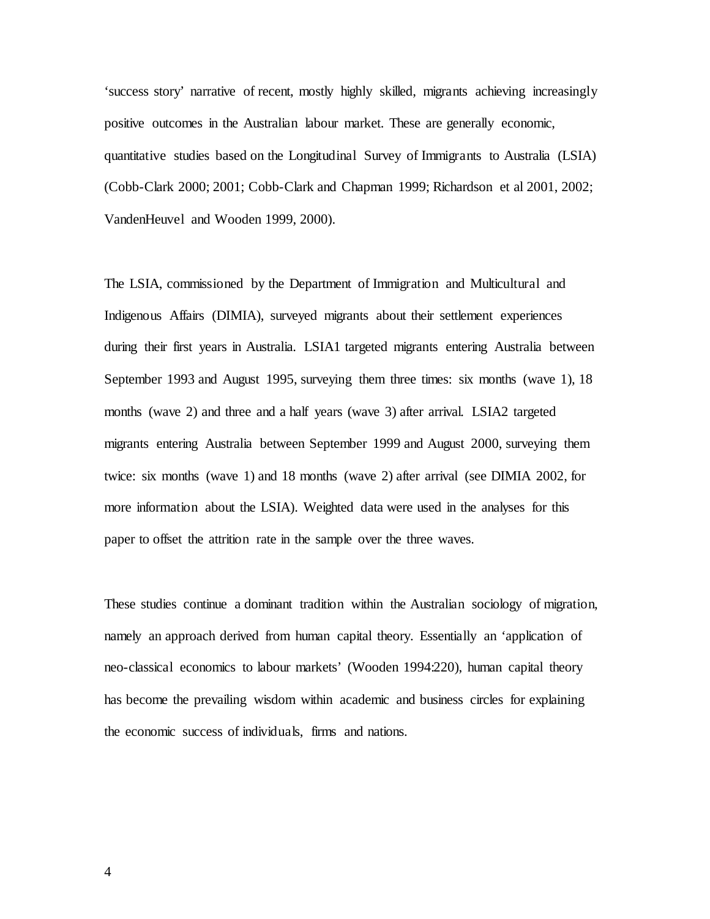‘success story’ narrative of recent, mostly highly skilled, migrants achieving increasingly positive outcomes in the Australian labour market. These are generally economic, quantitative studies based on the Longitudinal Survey of Immigrants to Australia (LSIA) (Cobb-Clark 2000; 2001; Cobb-Clark and Chapman 1999; Richardson et al 2001, 2002; VandenHeuvel and Wooden 1999, 2000).

The LSIA, commissioned by the Department of Immigration and Multicultural and Indigenous Affairs (DIMIA), surveyed migrants about their settlement experiences during their first years in Australia. LSIA1 targeted migrants entering Australia between September 1993 and August 1995, surveying them three times: six months (wave 1), 18 months (wave 2) and three and a half years (wave 3) after arrival. LSIA2 targeted migrants entering Australia between September 1999 and August 2000, surveying them twice: six months (wave 1) and 18 months (wave 2) after arrival (see DIMIA 2002, for more information about the LSIA). Weighted data were used in the analyses for this paper to offset the attrition rate in the sample over the three waves.

These studies continue a dominant tradition within the Australian sociology of migration, namely an approach derived from human capital theory. Essentially an ‘application of neo-classical economics to labour markets’ (Wooden 1994:220), human capital theory has become the prevailing wisdom within academic and business circles for explaining the economic success of individuals, firms and nations.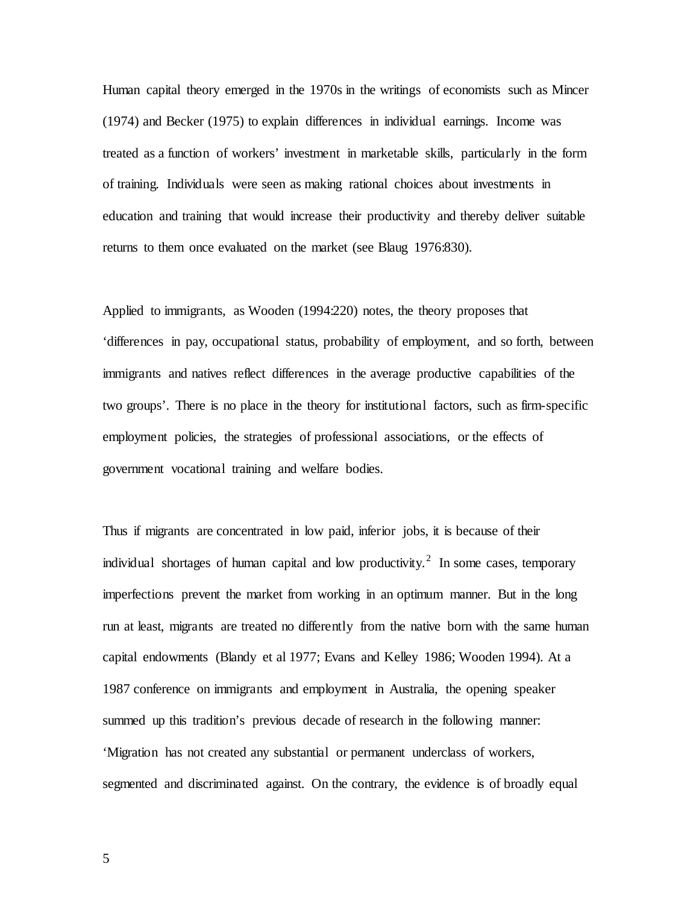Human capital theory emerged in the 1970s in the writings of economists such as Mincer (1974) and Becker (1975) to explain differences in individual earnings. Income was treated as a function of workers' investment in marketable skills, particularly in the form of training. Individuals were seen as making rational choices about investments in education and training that would increase their productivity and thereby deliver suitable returns to them once evaluated on the market (see Blaug 1976:830).

Applied to immigrants, as Wooden (1994:220) notes, the theory proposes that 'differences in pay, occupational status, probability of employment, and so forth, between immigrants and natives reflect differences in the average productive capabilities of the two groups'. There is no place in the theory for institutional factors, such as firm-specific employment policies, the strategies of professional associations, or the effects of government vocational training and welfare bodies.

Thus if migrants are concentrated in low paid, inferior jobs, it is because of their individual shortages of human capital and low productivity.[2] In some cases, temporary imperfections prevent the market from working in an optimum manner. But in the long run at least, migrants are treated no differently from the native born with the same human capital endowments (Blandy et al 1977; Evans and Kelley 1986; Wooden 1994). At a 1987 conference on immigrants and employment in Australia, the opening speaker summed up this tradition's previous decade of research in the following manner: 'Migration has not created any substantial or permanent underclass of workers, segmented and discriminated against. On the contrary, the evidence is of broadly equal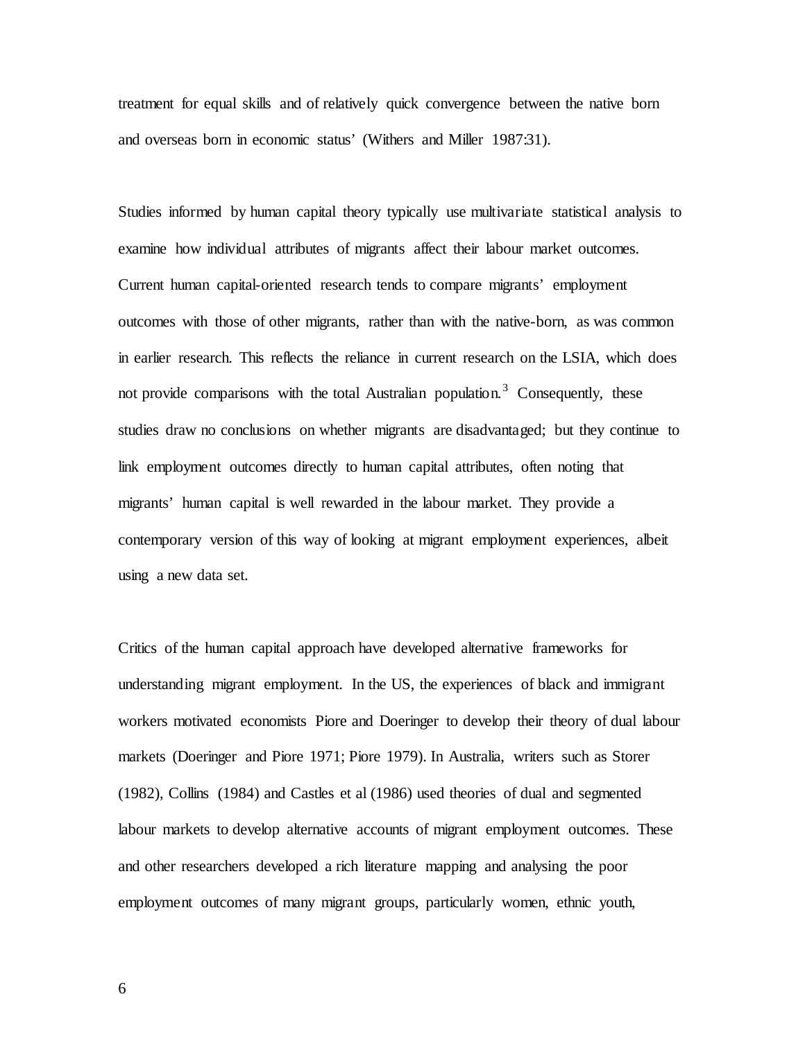treatment for equal skills and of relatively quick convergence between the native born and overseas born in economic status' (Withers and Miller 1987:31).

Studies informed by human capital theory typically use multivariate statistical analysis to examine how individual attributes of migrants affect their labour market outcomes. Current human capital-oriented research tends to compare migrants' employment outcomes with those of other migrants, rather than with the native-born, as was common in earlier research. This reflects the reliance in current research on the LSIA, which does not provide comparisons with the total Australian population.[3] Consequently, these studies draw no conclusions on whether migrants are disadvantaged; but they continue to link employment outcomes directly to human capital attributes, often noting that migrants' human capital is well rewarded in the labour market. They provide a contemporary version of this way of looking at migrant employment experiences, albeit using a new data set.

Critics of the human capital approach have developed alternative frameworks for understanding migrant employment. In the US, the experiences of black and immigrant workers motivated economists Piore and Doeringer to develop their theory of dual labour markets (Doeringer and Piore 1971; Piore 1979). In Australia, writers such as Storer (1982), Collins (1984) and Castles et al (1986) used theories of dual and segmented labour markets to develop alternative accounts of migrant employment outcomes. These and other researchers developed a rich literature mapping and analysing the poor employment outcomes of many migrant groups, particularly women, ethnic youth,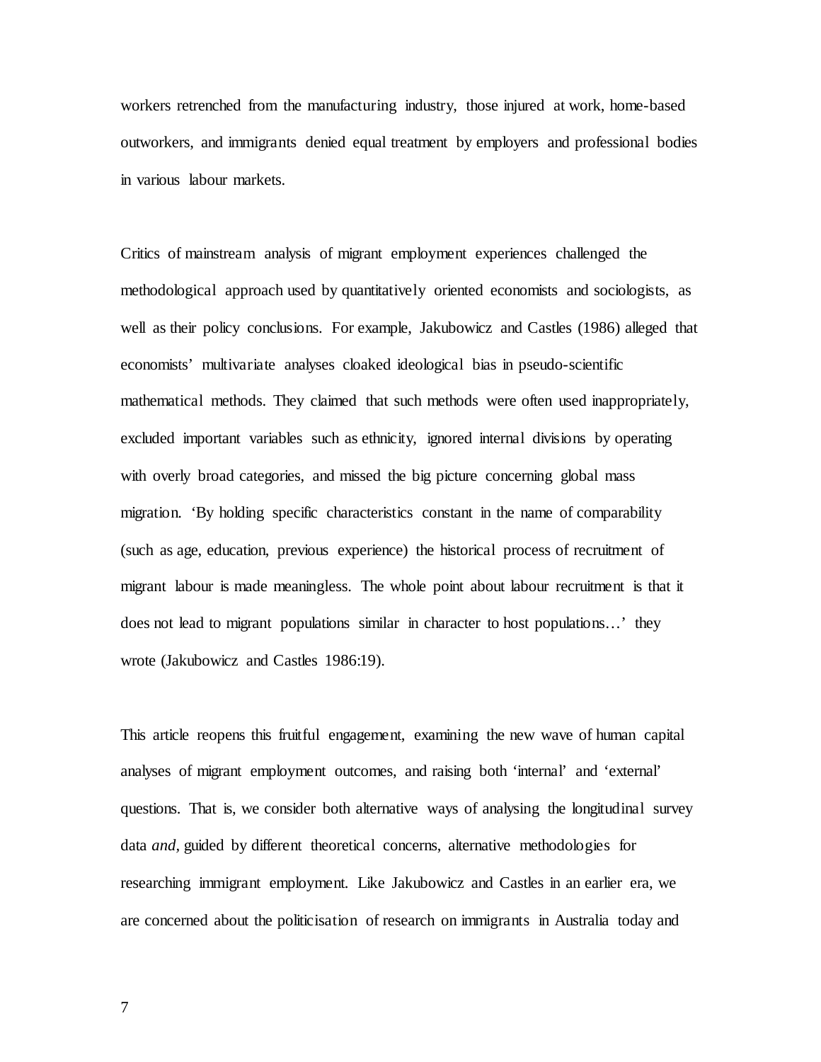workers retrenched from the manufacturing industry, those injured at work, home-based outworkers, and immigrants denied equal treatment by employers and professional bodies in various labour markets.

Critics of mainstream analysis of migrant employment experiences challenged the methodological approach used by quantitatively oriented economists and sociologists, as well as their policy conclusions. For example, Jakubowicz and Castles (1986) alleged that economists' multivariate analyses cloaked ideological bias in pseudo-scientific mathematical methods. They claimed that such methods were often used inappropriately, excluded important variables such as ethnicity, ignored internal divisions by operating with overly broad categories, and missed the big picture concerning global mass migration. 'By holding specific characteristics constant in the name of comparability (such as age, education, previous experience) the historical process of recruitment of migrant labour is made meaningless. The whole point about labour recruitment is that it does not lead to migrant populations similar in character to host populations…' they wrote (Jakubowicz and Castles 1986:19).

This article reopens this fruitful engagement, examining the new wave of human capital analyses of migrant employment outcomes, and raising both 'internal' and 'external' questions. That is, we consider both alternative ways of analysing the longitudinal survey data *and,* guided by different theoretical concerns, alternative methodologies for researching immigrant employment. Like Jakubowicz and Castles in an earlier era, we are concerned about the politicisation of research on immigrants in Australia today and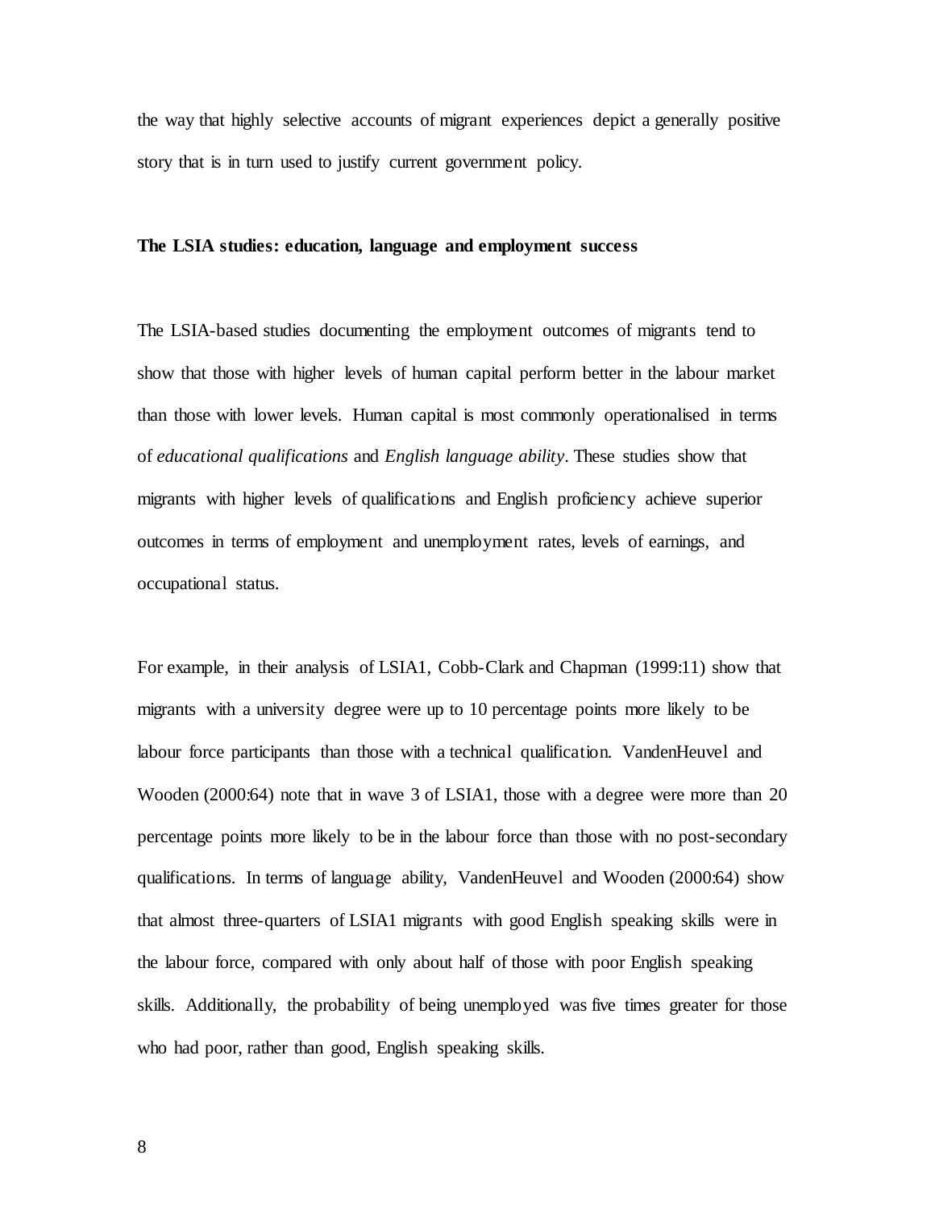the way that highly selective accounts of migrant experiences depict a generally positive story that is in turn used to justify current government policy.

**The LSIA studies: education, language and employment success**

The LSIA-based studies documenting the employment outcomes of migrants tend to show that those with higher levels of human capital perform better in the labour market than those with lower levels. Human capital is most commonly operationalised in terms of *educational qualifications* and *English language ability*. These studies show that migrants with higher levels of qualifications and English proficiency achieve superior outcomes in terms of employment and unemployment rates, levels of earnings, and occupational status.

For example, in their analysis of LSIA1, Cobb-Clark and Chapman (1999:11) show that migrants with a university degree were up to 10 percentage points more likely to be labour force participants than those with a technical qualification. VandenHeuvel and Wooden (2000:64) note that in wave 3 of LSIA1, those with a degree were more than 20 percentage points more likely to be in the labour force than those with no post-secondary qualifications. In terms of language ability, VandenHeuvel and Wooden (2000:64) show that almost three-quarters of LSIA1 migrants with good English speaking skills were in the labour force, compared with only about half of those with poor English speaking skills. Additionally, the probability of being unemployed was five times greater for those who had poor, rather than good, English speaking skills.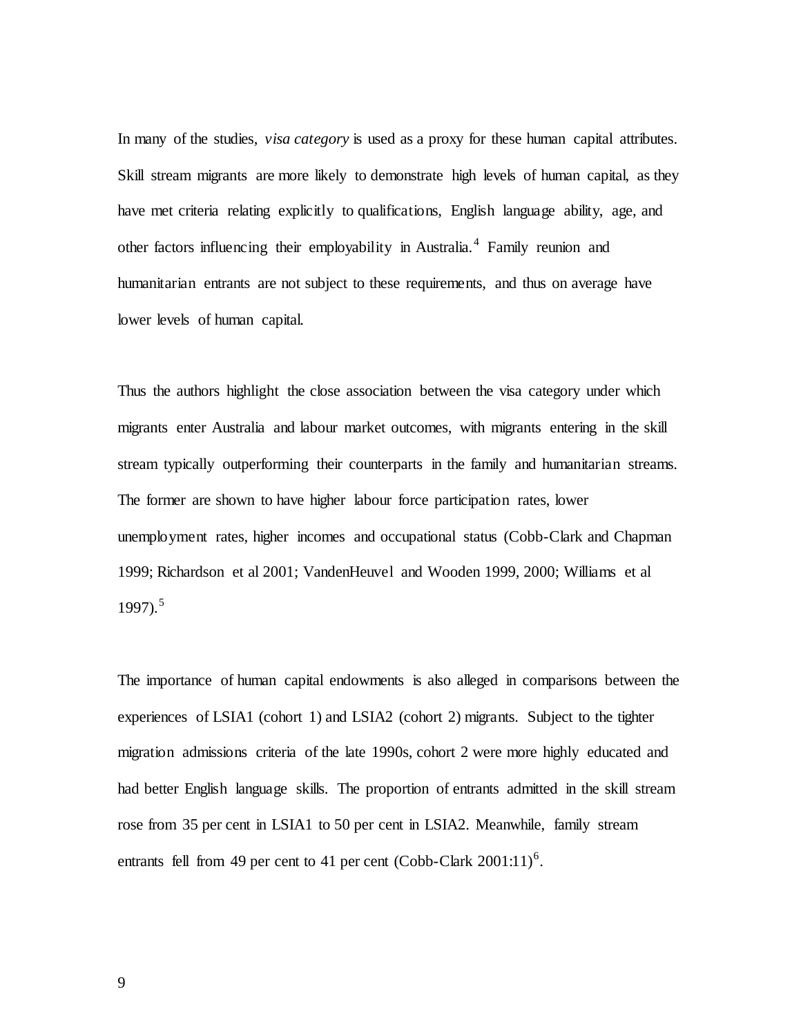In many of the studies, *visa category* is used as a proxy for these human capital attributes. Skill stream migrants are more likely to demonstrate high levels of human capital, as they have met criteria relating explicitly to qualifications, English language ability, age, and other factors influencing their employability in Australia.[4] Family reunion and humanitarian entrants are not subject to these requirements, and thus on average have lower levels of human capital.

Thus the authors highlight the close association between the visa category under which migrants enter Australia and labour market outcomes, with migrants entering in the skill stream typically outperforming their counterparts in the family and humanitarian streams. The former are shown to have higher labour force participation rates, lower unemployment rates, higher incomes and occupational status (Cobb-Clark and Chapman 1999; Richardson et al 2001; VandenHeuvel and Wooden 1999, 2000; Williams et al 1997).[5]

The importance of human capital endowments is also alleged in comparisons between the experiences of LSIA1 (cohort 1) and LSIA2 (cohort 2) migrants. Subject to the tighter migration admissions criteria of the late 1990s, cohort 2 were more highly educated and had better English language skills. The proportion of entrants admitted in the skill stream rose from 35 per cent in LSIA1 to 50 per cent in LSIA2. Meanwhile, family stream entrants fell from 49 per cent to 41 per cent (Cobb-Clark 2001:11)[6].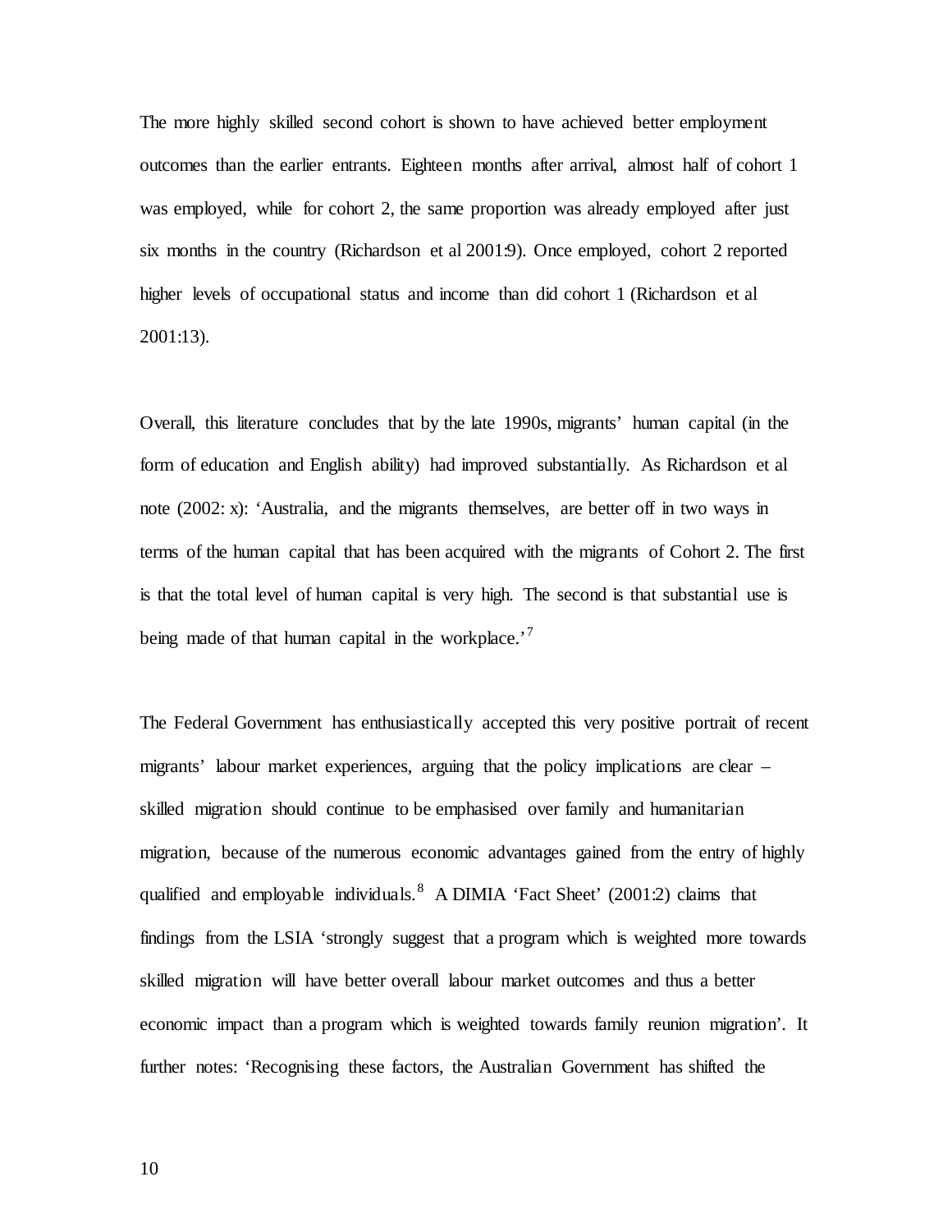The more highly skilled second cohort is shown to have achieved better employment outcomes than the earlier entrants. Eighteen months after arrival, almost half of cohort 1 was employed, while for cohort 2, the same proportion was already employed after just six months in the country (Richardson et al 2001:9). Once employed, cohort 2 reported higher levels of occupational status and income than did cohort 1 (Richardson et al 2001:13).

Overall, this literature concludes that by the late 1990s, migrants' human capital (in the form of education and English ability) had improved substantially. As Richardson et al note (2002: x): 'Australia, and the migrants themselves, are better off in two ways in terms of the human capital that has been acquired with the migrants of Cohort 2. The first is that the total level of human capital is very high. The second is that substantial use is being made of that human capital in the workplace.'[7]

The Federal Government has enthusiastically accepted this very positive portrait of recent migrants' labour market experiences, arguing that the policy implications are clear – skilled migration should continue to be emphasised over family and humanitarian migration, because of the numerous economic advantages gained from the entry of highly qualified and employable individuals.[8] A DIMIA 'Fact Sheet' (2001:2) claims that findings from the LSIA 'strongly suggest that a program which is weighted more towards skilled migration will have better overall labour market outcomes and thus a better economic impact than a program which is weighted towards family reunion migration'. It further notes: 'Recognising these factors, the Australian Government has shifted the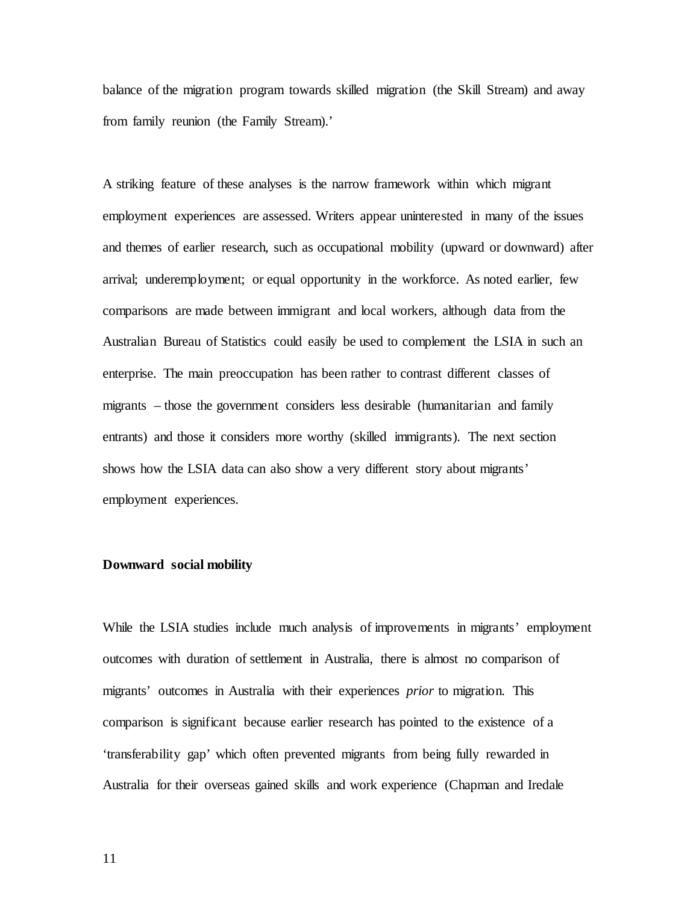balance of the migration program towards skilled migration (the Skill Stream) and away from family reunion (the Family Stream).'

A striking feature of these analyses is the narrow framework within which migrant employment experiences are assessed. Writers appear uninterested in many of the issues and themes of earlier research, such as occupational mobility (upward or downward) after arrival; underemployment; or equal opportunity in the workforce. As noted earlier, few comparisons are made between immigrant and local workers, although data from the Australian Bureau of Statistics could easily be used to complement the LSIA in such an enterprise. The main preoccupation has been rather to contrast different classes of migrants – those the government considers less desirable (humanitarian and family entrants) and those it considers more worthy (skilled immigrants). The next section shows how the LSIA data can also show a very different story about migrants' employment experiences.

**Downward social mobility**

While the LSIA studies include much analysis of improvements in migrants' employment outcomes with duration of settlement in Australia, there is almost no comparison of migrants' outcomes in Australia with their experiences *prior* to migration. This comparison is significant because earlier research has pointed to the existence of a 'transferability gap' which often prevented migrants from being fully rewarded in Australia for their overseas gained skills and work experience (Chapman and Iredale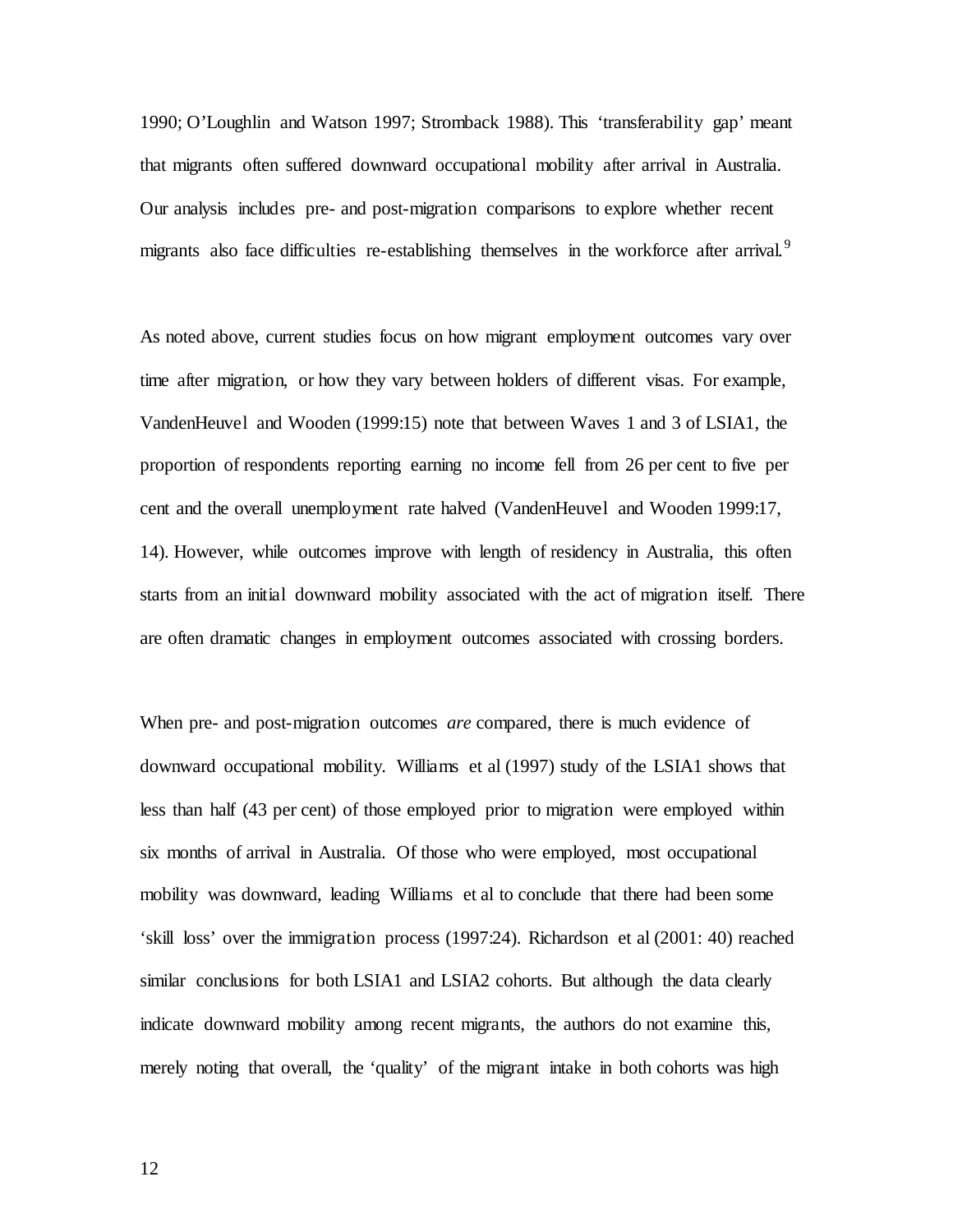1990; O'Loughlin and Watson 1997; Stromback 1988). This 'transferability gap' meant that migrants often suffered downward occupational mobility after arrival in Australia. Our analysis includes pre- and post-migration comparisons to explore whether recent migrants also face difficulties re-establishing themselves in the workforce after arrival.[9]

As noted above, current studies focus on how migrant employment outcomes vary over time after migration, or how they vary between holders of different visas. For example, VandenHeuvel and Wooden (1999:15) note that between Waves 1 and 3 of LSIA1, the proportion of respondents reporting earning no income fell from 26 per cent to five per cent and the overall unemployment rate halved (VandenHeuvel and Wooden 1999:17, 14). However, while outcomes improve with length of residency in Australia, this often starts from an initial downward mobility associated with the act of migration itself. There are often dramatic changes in employment outcomes associated with crossing borders.

When pre- and post-migration outcomes *are* compared, there is much evidence of downward occupational mobility. Williams et al (1997) study of the LSIA1 shows that less than half (43 per cent) of those employed prior to migration were employed within six months of arrival in Australia. Of those who were employed, most occupational mobility was downward, leading Williams et al to conclude that there had been some 'skill loss' over the immigration process (1997:24). Richardson et al (2001: 40) reached similar conclusions for both LSIA1 and LSIA2 cohorts. But although the data clearly indicate downward mobility among recent migrants, the authors do not examine this, merely noting that overall, the 'quality' of the migrant intake in both cohorts was high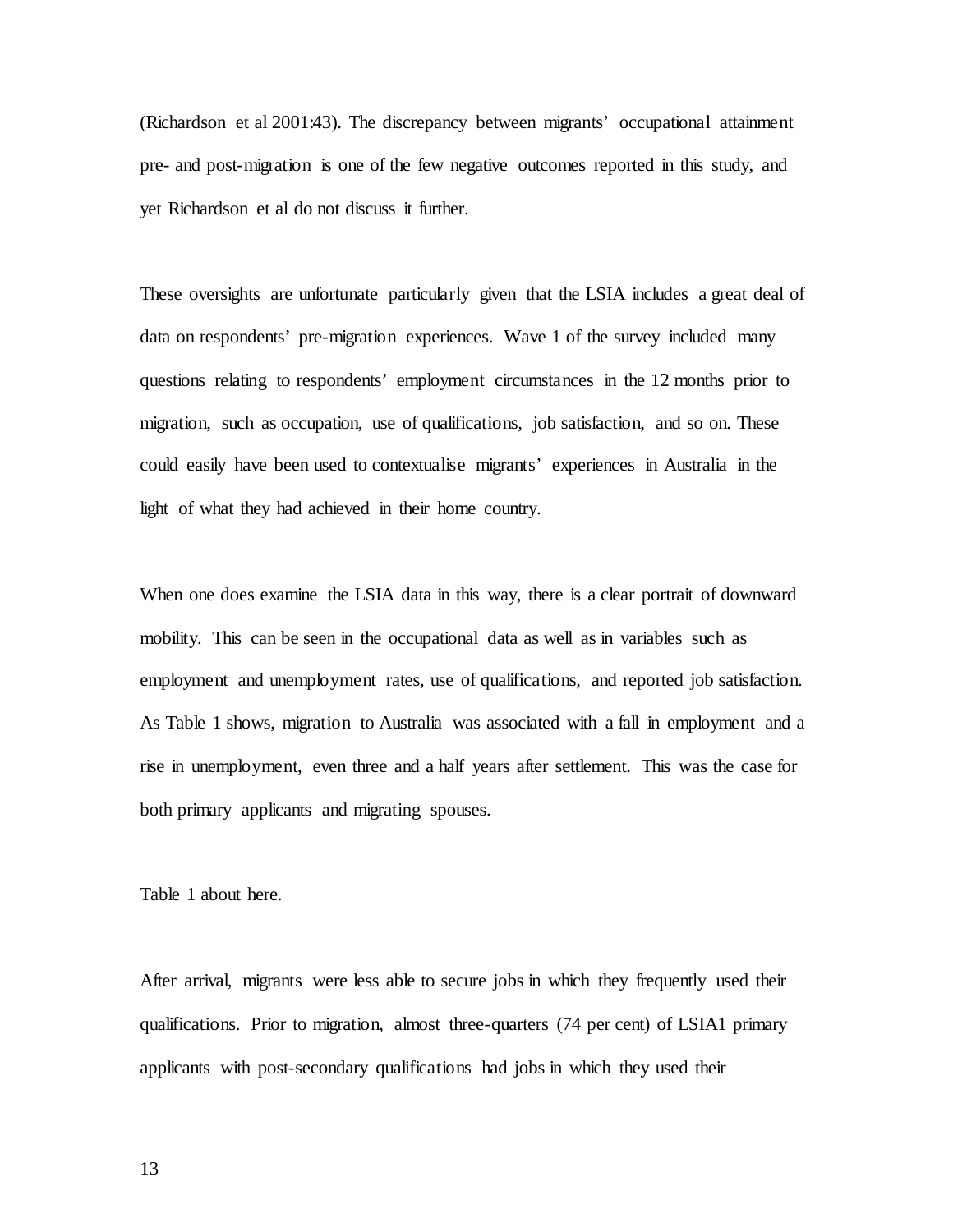(Richardson et al 2001:43). The discrepancy between migrants' occupational attainment pre- and post-migration is one of the few negative outcomes reported in this study, and yet Richardson et al do not discuss it further.

These oversights are unfortunate particularly given that the LSIA includes a great deal of data on respondents' pre-migration experiences. Wave 1 of the survey included many questions relating to respondents' employment circumstances in the 12 months prior to migration, such as occupation, use of qualifications, job satisfaction, and so on. These could easily have been used to contextualise migrants' experiences in Australia in the light of what they had achieved in their home country.

When one does examine the LSIA data in this way, there is a clear portrait of downward mobility. This can be seen in the occupational data as well as in variables such as employment and unemployment rates, use of qualifications, and reported job satisfaction. As Table 1 shows, migration to Australia was associated with a fall in employment and a rise in unemployment, even three and a half years after settlement. This was the case for both primary applicants and migrating spouses.

Table 1 about here.

After arrival, migrants were less able to secure jobs in which they frequently used their qualifications. Prior to migration, almost three-quarters (74 per cent) of LSIA1 primary applicants with post-secondary qualifications had jobs in which they used their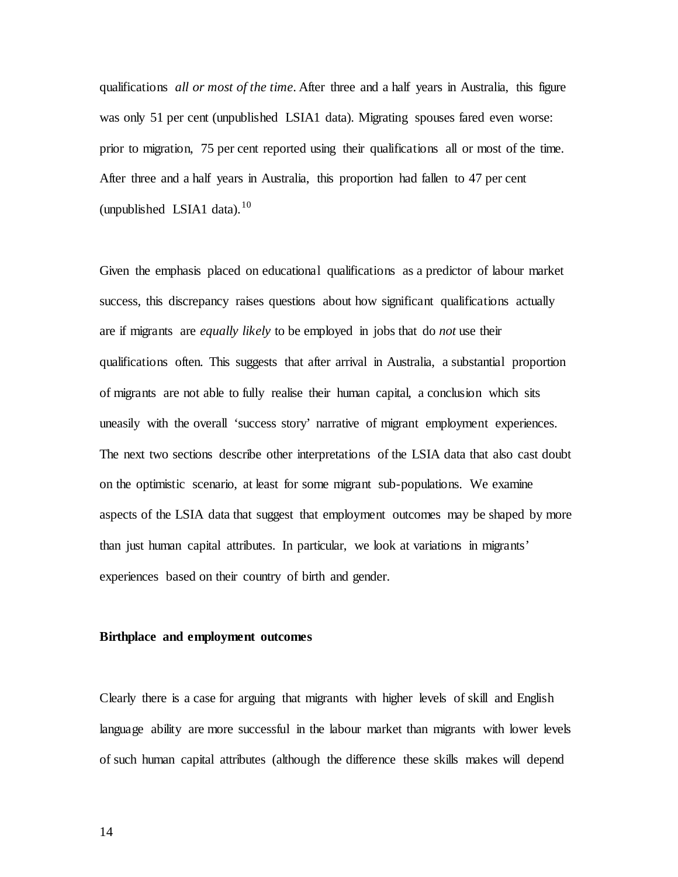qualifications *all or most of the time*. After three and a half years in Australia, this figure was only 51 per cent (unpublished LSIA1 data). Migrating spouses fared even worse: prior to migration, 75 per cent reported using their qualifications all or most of the time. After three and a half years in Australia, this proportion had fallen to 47 per cent (unpublished LSIA1 data).[10]

Given the emphasis placed on educational qualifications as a predictor of labour market success, this discrepancy raises questions about how significant qualifications actually are if migrants are *equally likely* to be employed in jobs that do *not* use their qualifications often. This suggests that after arrival in Australia, a substantial proportion of migrants are not able to fully realise their human capital, a conclusion which sits uneasily with the overall 'success story' narrative of migrant employment experiences. The next two sections describe other interpretations of the LSIA data that also cast doubt on the optimistic scenario, at least for some migrant sub-populations. We examine aspects of the LSIA data that suggest that employment outcomes may be shaped by more than just human capital attributes. In particular, we look at variations in migrants' experiences based on their country of birth and gender.

**Birthplace and employment outcomes**

Clearly there is a case for arguing that migrants with higher levels of skill and English language ability are more successful in the labour market than migrants with lower levels of such human capital attributes (although the difference these skills makes will depend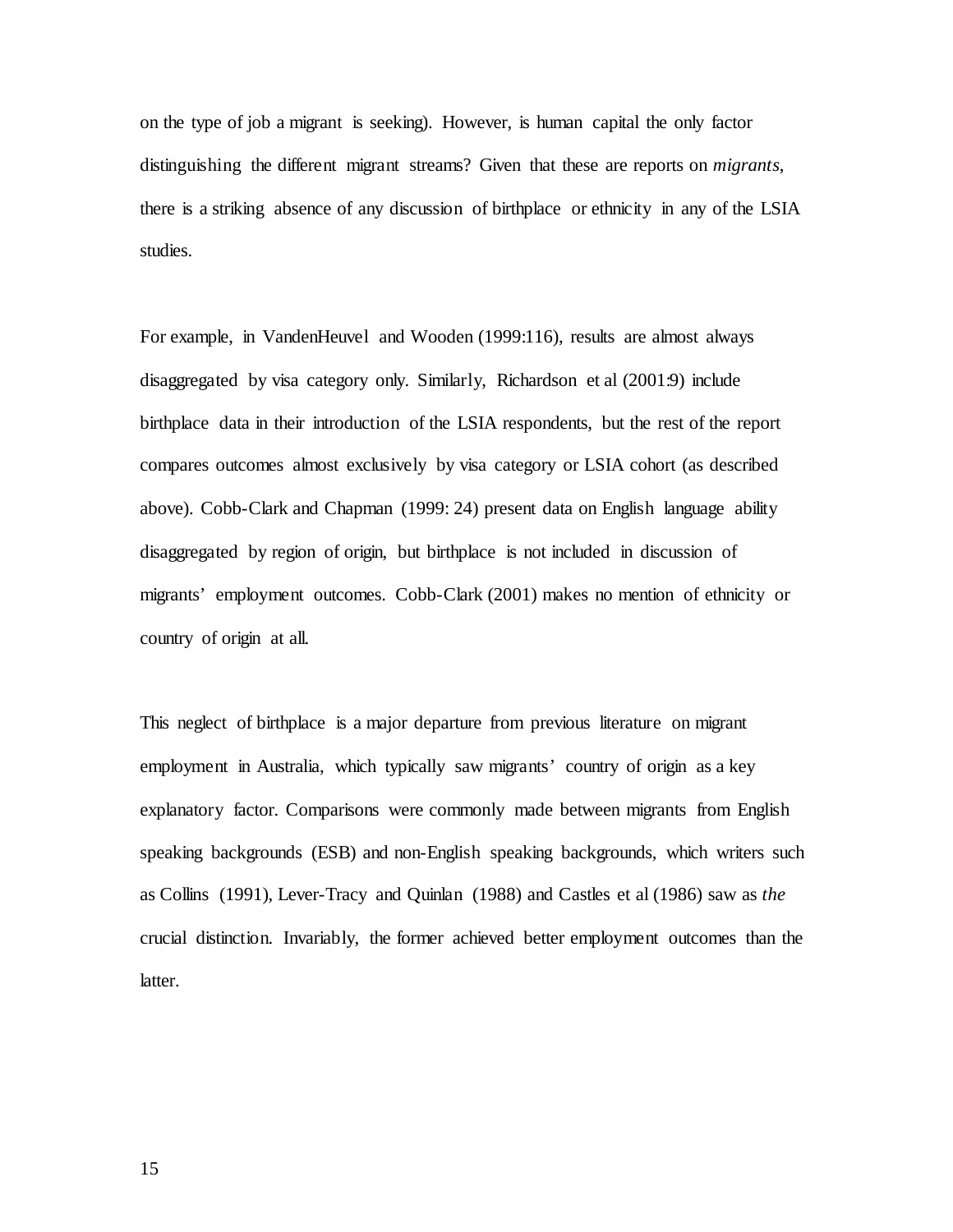on the type of job a migrant is seeking). However, is human capital the only factor distinguishing the different migrant streams? Given that these are reports on *migrants*, there is a striking absence of any discussion of birthplace or ethnicity in any of the LSIA studies.

For example, in VandenHeuvel and Wooden (1999:116), results are almost always disaggregated by visa category only. Similarly, Richardson et al (2001:9) include birthplace data in their introduction of the LSIA respondents, but the rest of the report compares outcomes almost exclusively by visa category or LSIA cohort (as described above). Cobb-Clark and Chapman (1999: 24) present data on English language ability disaggregated by region of origin, but birthplace is not included in discussion of migrants' employment outcomes. Cobb-Clark (2001) makes no mention of ethnicity or country of origin at all.

This neglect of birthplace is a major departure from previous literature on migrant employment in Australia, which typically saw migrants' country of origin as a key explanatory factor. Comparisons were commonly made between migrants from English speaking backgrounds (ESB) and non-English speaking backgrounds, which writers such as Collins (1991), Lever-Tracy and Quinlan (1988) and Castles et al (1986) saw as *the* crucial distinction. Invariably, the former achieved better employment outcomes than the latter.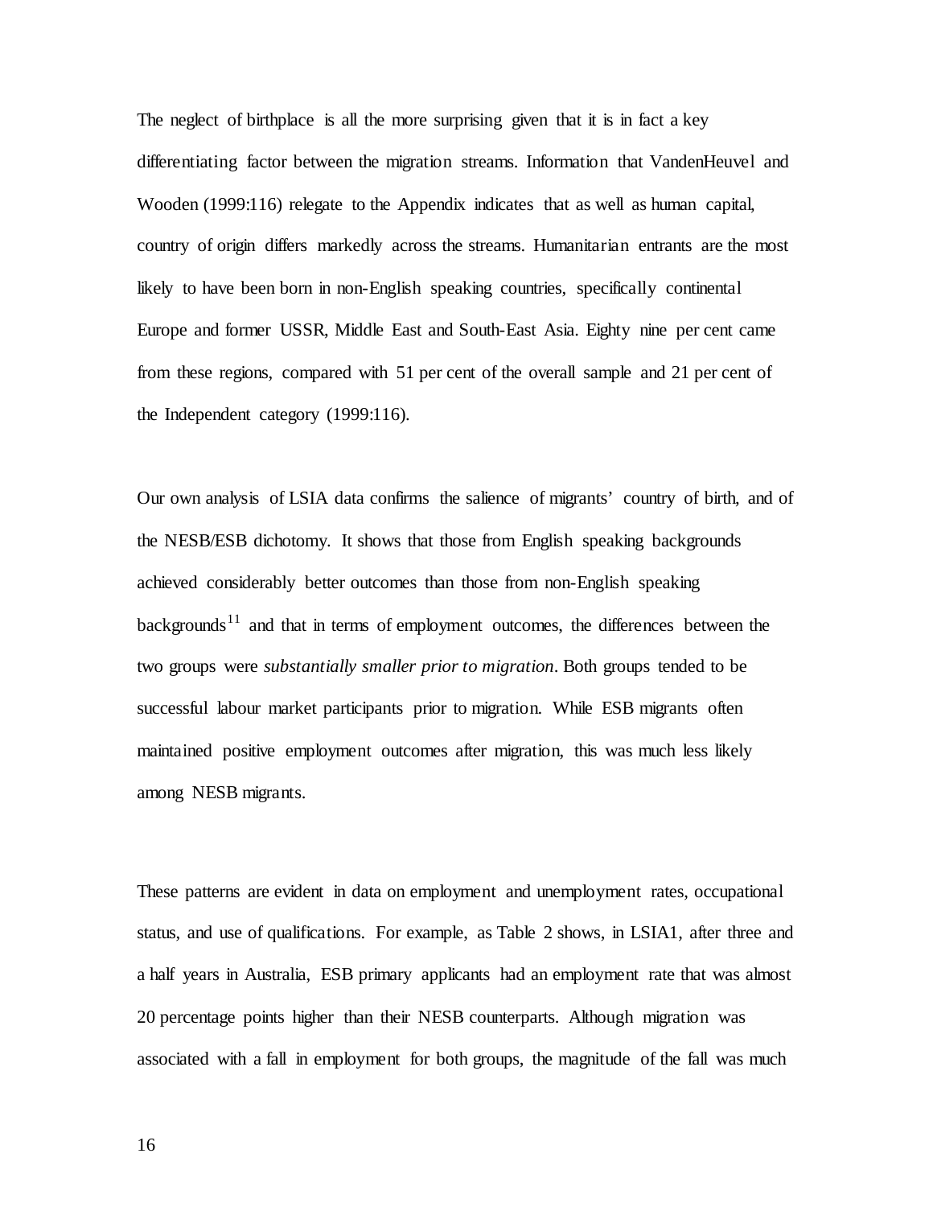The neglect of birthplace is all the more surprising given that it is in fact a key differentiating factor between the migration streams. Information that VandenHeuvel and Wooden (1999:116) relegate to the Appendix indicates that as well as human capital, country of origin differs markedly across the streams. Humanitarian entrants are the most likely to have been born in non-English speaking countries, specifically continental Europe and former USSR, Middle East and South-East Asia. Eighty nine per cent came from these regions, compared with 51 per cent of the overall sample and 21 per cent of the Independent category (1999:116).

Our own analysis of LSIA data confirms the salience of migrants' country of birth, and of the NESB/ESB dichotomy. It shows that those from English speaking backgrounds achieved considerably better outcomes than those from non-English speaking backgrounds[11] and that in terms of employment outcomes, the differences between the two groups were *substantially smaller prior to migration*. Both groups tended to be successful labour market participants prior to migration. While ESB migrants often maintained positive employment outcomes after migration, this was much less likely among NESB migrants.

These patterns are evident in data on employment and unemployment rates, occupational status, and use of qualifications. For example, as Table 2 shows, in LSIA1, after three and a half years in Australia, ESB primary applicants had an employment rate that was almost 20 percentage points higher than their NESB counterparts. Although migration was associated with a fall in employment for both groups, the magnitude of the fall was much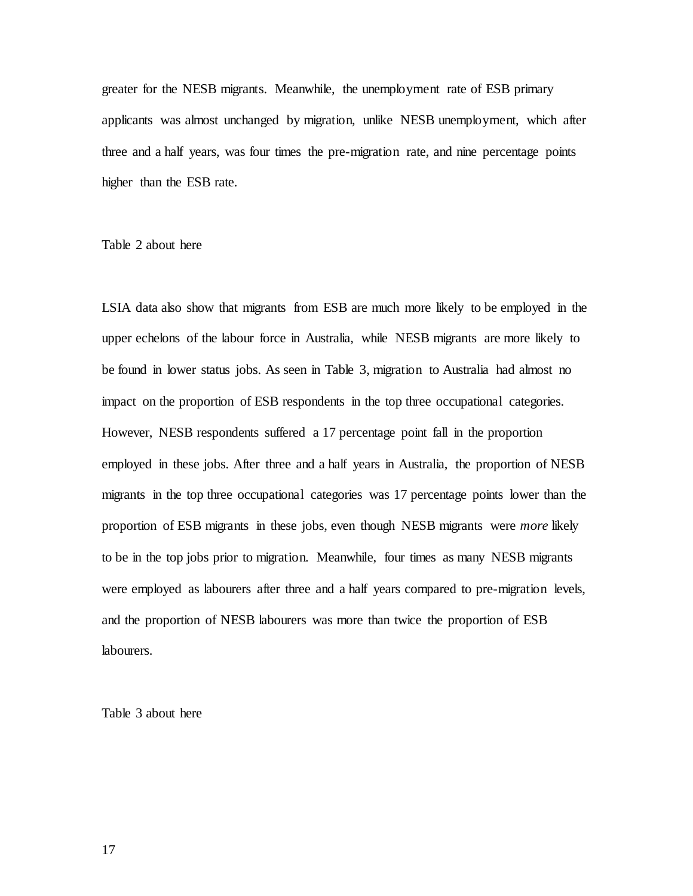greater for the NESB migrants. Meanwhile, the unemployment rate of ESB primary applicants was almost unchanged by migration, unlike NESB unemployment, which after three and a half years, was four times the pre-migration rate, and nine percentage points higher than the ESB rate.

Table 2 about here

LSIA data also show that migrants from ESB are much more likely to be employed in the upper echelons of the labour force in Australia, while NESB migrants are more likely to be found in lower status jobs. As seen in Table 3, migration to Australia had almost no impact on the proportion of ESB respondents in the top three occupational categories. However, NESB respondents suffered a 17 percentage point fall in the proportion employed in these jobs. After three and a half years in Australia, the proportion of NESB migrants in the top three occupational categories was 17 percentage points lower than the proportion of ESB migrants in these jobs, even though NESB migrants were *more* likely to be in the top jobs prior to migration. Meanwhile, four times as many NESB migrants were employed as labourers after three and a half years compared to pre-migration levels, and the proportion of NESB labourers was more than twice the proportion of ESB labourers.

Table 3 about here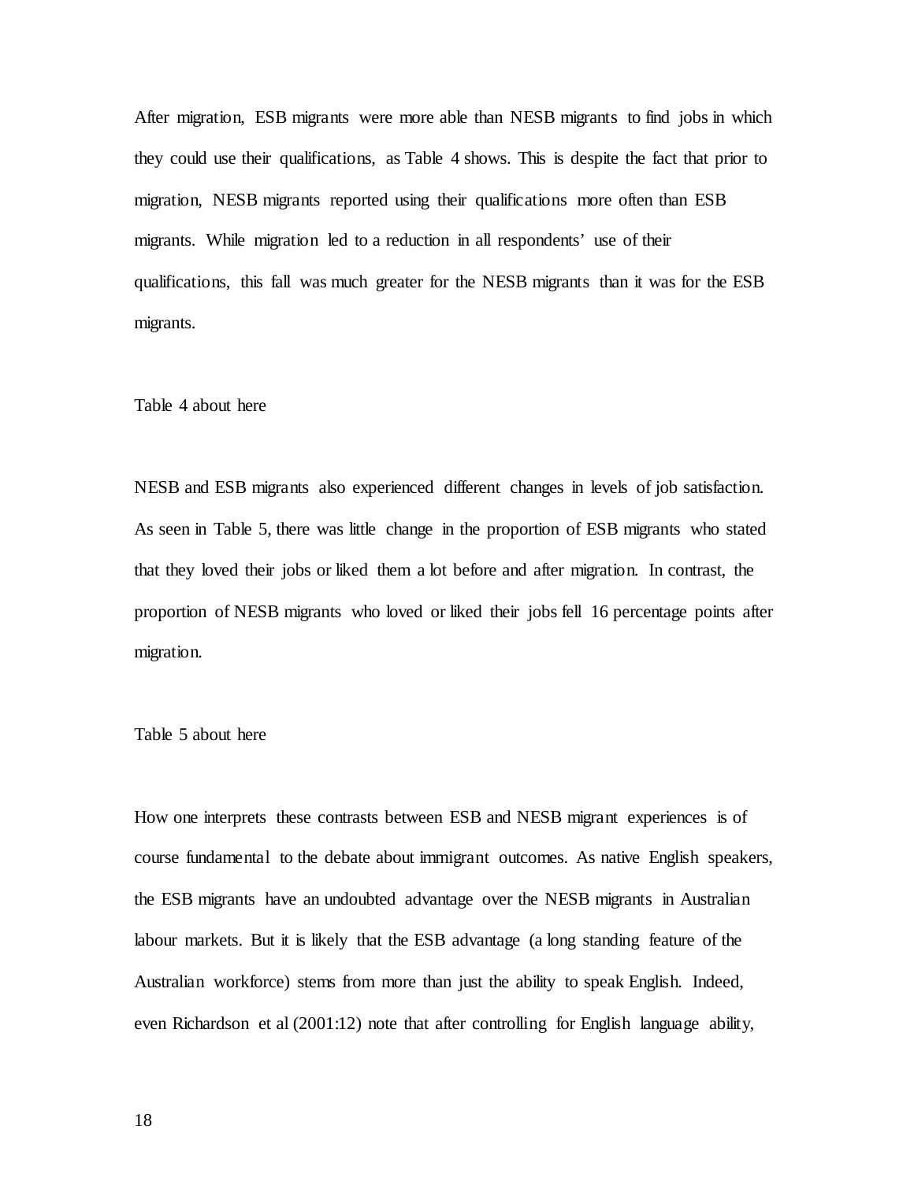After migration, ESB migrants were more able than NESB migrants to find jobs in which they could use their qualifications, as Table 4 shows. This is despite the fact that prior to migration, NESB migrants reported using their qualifications more often than ESB migrants. While migration led to a reduction in all respondents' use of their qualifications, this fall was much greater for the NESB migrants than it was for the ESB migrants.

Table 4 about here

NESB and ESB migrants also experienced different changes in levels of job satisfaction. As seen in Table 5, there was little change in the proportion of ESB migrants who stated that they loved their jobs or liked them a lot before and after migration. In contrast, the proportion of NESB migrants who loved or liked their jobs fell 16 percentage points after migration.

Table 5 about here

How one interprets these contrasts between ESB and NESB migrant experiences is of course fundamental to the debate about immigrant outcomes. As native English speakers, the ESB migrants have an undoubted advantage over the NESB migrants in Australian labour markets. But it is likely that the ESB advantage (a long standing feature of the Australian workforce) stems from more than just the ability to speak English. Indeed, even Richardson et al (2001:12) note that after controlling for English language ability,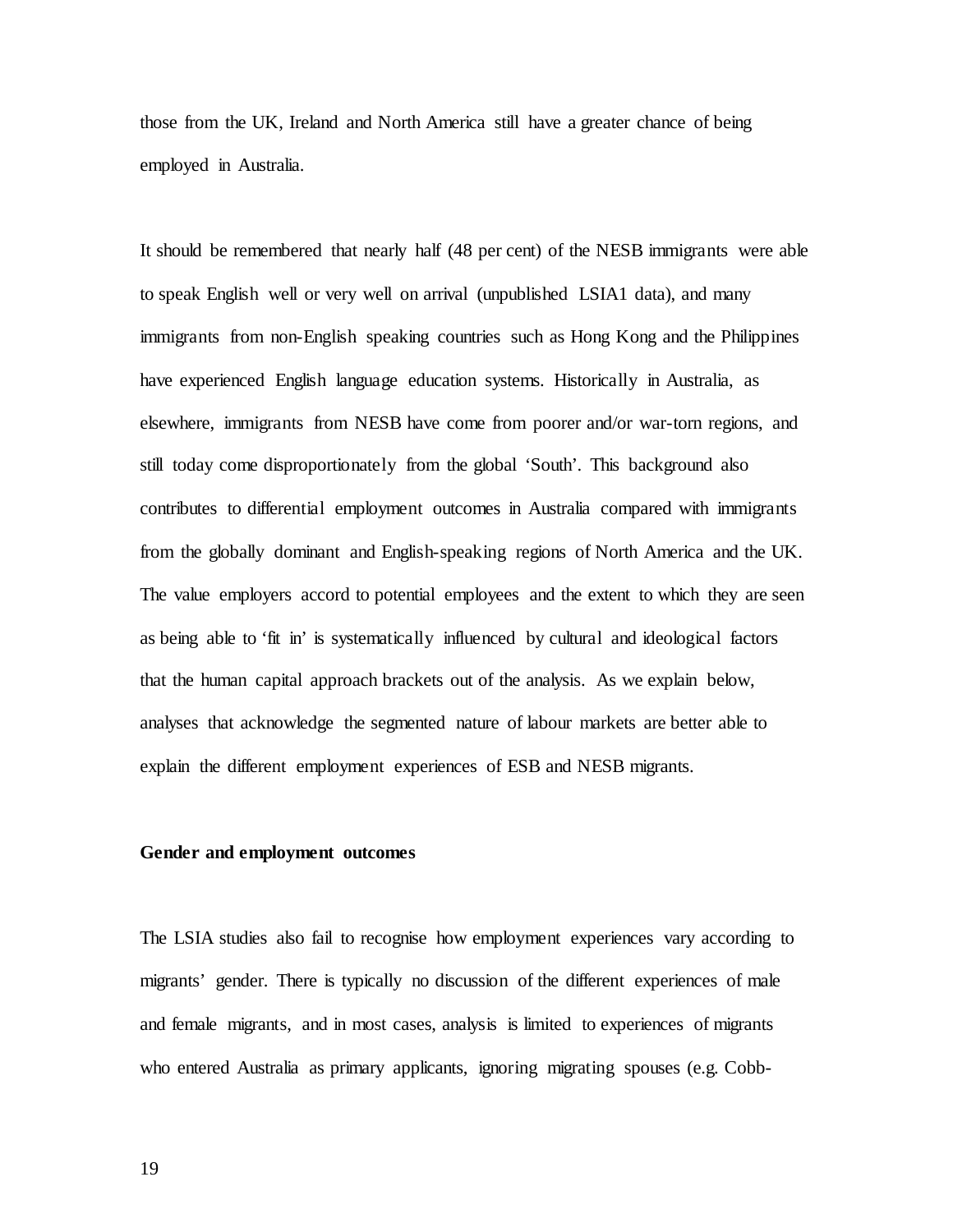those from the UK, Ireland and North America still have a greater chance of being employed in Australia.

It should be remembered that nearly half (48 per cent) of the NESB immigrants were able to speak English well or very well on arrival (unpublished LSIA1 data), and many immigrants from non-English speaking countries such as Hong Kong and the Philippines have experienced English language education systems. Historically in Australia, as elsewhere, immigrants from NESB have come from poorer and/or war-torn regions, and still today come disproportionately from the global 'South'. This background also contributes to differential employment outcomes in Australia compared with immigrants from the globally dominant and English-speaking regions of North America and the UK. The value employers accord to potential employees and the extent to which they are seen as being able to 'fit in' is systematically influenced by cultural and ideological factors that the human capital approach brackets out of the analysis. As we explain below, analyses that acknowledge the segmented nature of labour markets are better able to explain the different employment experiences of ESB and NESB migrants.

**Gender and employment outcomes**

The LSIA studies also fail to recognise how employment experiences vary according to migrants' gender. There is typically no discussion of the different experiences of male and female migrants, and in most cases, analysis is limited to experiences of migrants who entered Australia as primary applicants, ignoring migrating spouses (e.g. Cobb-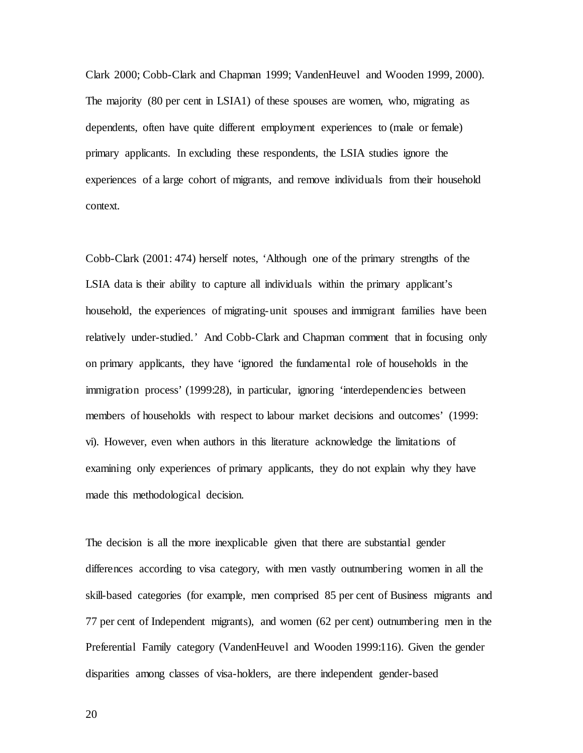Clark 2000; Cobb-Clark and Chapman 1999; VandenHeuvel and Wooden 1999, 2000). The majority (80 per cent in LSIA1) of these spouses are women, who, migrating as dependents, often have quite different employment experiences to (male or female) primary applicants. In excluding these respondents, the LSIA studies ignore the experiences of a large cohort of migrants, and remove individuals from their household context.

Cobb-Clark (2001: 474) herself notes, 'Although one of the primary strengths of the LSIA data is their ability to capture all individuals within the primary applicant's household, the experiences of migrating-unit spouses and immigrant families have been relatively under-studied.' And Cobb-Clark and Chapman comment that in focusing only on primary applicants, they have 'ignored the fundamental role of households in the immigration process' (1999:28), in particular, ignoring 'interdependencies between members of households with respect to labour market decisions and outcomes' (1999: vi). However, even when authors in this literature acknowledge the limitations of examining only experiences of primary applicants, they do not explain why they have made this methodological decision.

The decision is all the more inexplicable given that there are substantial gender differences according to visa category, with men vastly outnumbering women in all the skill-based categories (for example, men comprised 85 per cent of Business migrants and 77 per cent of Independent migrants), and women (62 per cent) outnumbering men in the Preferential Family category (VandenHeuvel and Wooden 1999:116). Given the gender disparities among classes of visa-holders, are there independent gender-based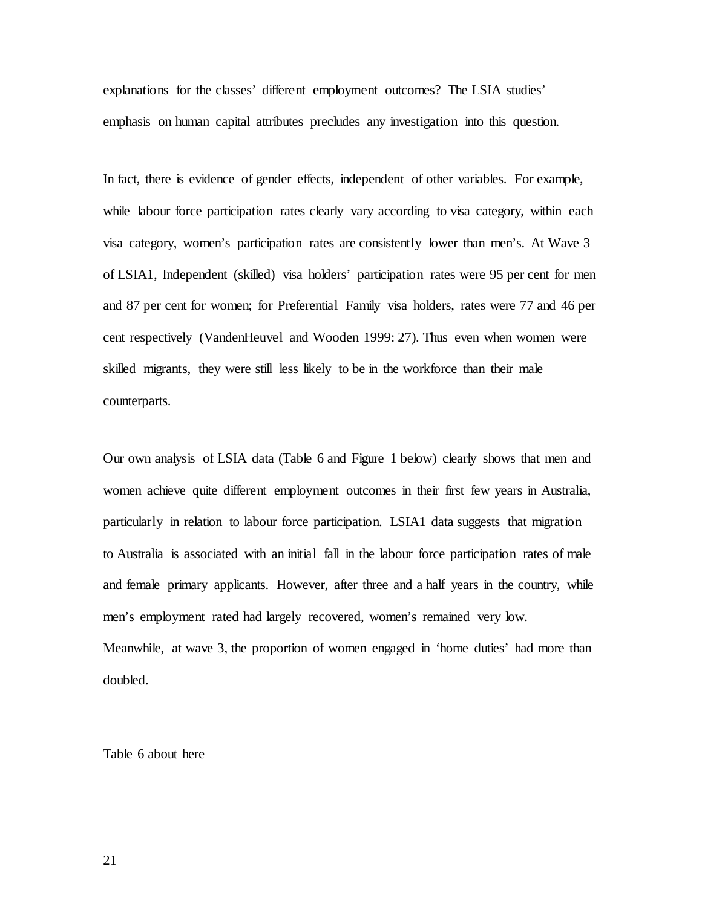explanations for the classes' different employment outcomes? The LSIA studies' emphasis on human capital attributes precludes any investigation into this question.

In fact, there is evidence of gender effects, independent of other variables. For example, while labour force participation rates clearly vary according to visa category, within each visa category, women's participation rates are consistently lower than men's. At Wave 3 of LSIA1, Independent (skilled) visa holders' participation rates were 95 per cent for men and 87 per cent for women; for Preferential Family visa holders, rates were 77 and 46 per cent respectively (VandenHeuvel and Wooden 1999: 27). Thus even when women were skilled migrants, they were still less likely to be in the workforce than their male counterparts.

Our own analysis of LSIA data (Table 6 and Figure 1 below) clearly shows that men and women achieve quite different employment outcomes in their first few years in Australia, particularly in relation to labour force participation. LSIA1 data suggests that migration to Australia is associated with an initial fall in the labour force participation rates of male and female primary applicants. However, after three and a half years in the country, while men's employment rated had largely recovered, women's remained very low. Meanwhile, at wave 3, the proportion of women engaged in 'home duties' had more than doubled.

Table 6 about here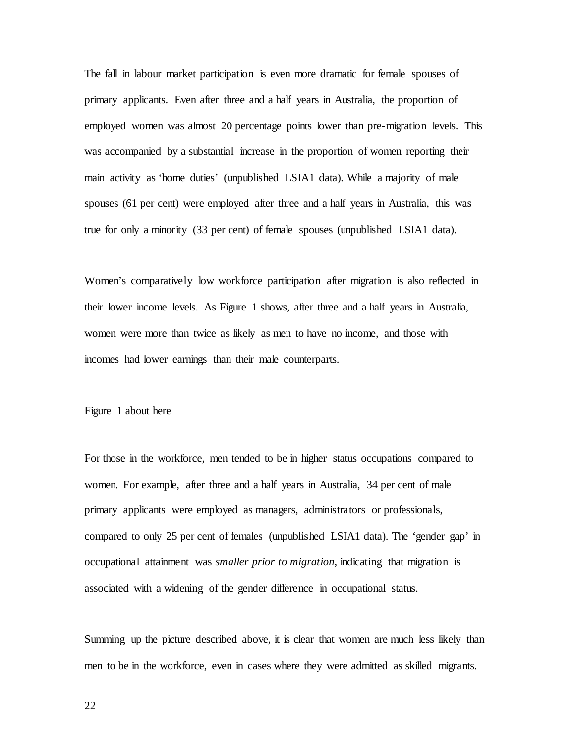The fall in labour market participation is even more dramatic for female spouses of primary applicants. Even after three and a half years in Australia, the proportion of employed women was almost 20 percentage points lower than pre-migration levels. This was accompanied by a substantial increase in the proportion of women reporting their main activity as 'home duties' (unpublished LSIA1 data). While a majority of male spouses (61 per cent) were employed after three and a half years in Australia, this was true for only a minority (33 per cent) of female spouses (unpublished LSIA1 data).

Women's comparatively low workforce participation after migration is also reflected in their lower income levels. As Figure 1 shows, after three and a half years in Australia, women were more than twice as likely as men to have no income, and those with incomes had lower earnings than their male counterparts.

Figure 1 about here

For those in the workforce, men tended to be in higher status occupations compared to women. For example, after three and a half years in Australia, 34 per cent of male primary applicants were employed as managers, administrators or professionals, compared to only 25 per cent of females (unpublished LSIA1 data). The 'gender gap' in occupational attainment was *smaller prior to migration*, indicating that migration is associated with a widening of the gender difference in occupational status.

Summing up the picture described above, it is clear that women are much less likely than men to be in the workforce, even in cases where they were admitted as skilled migrants.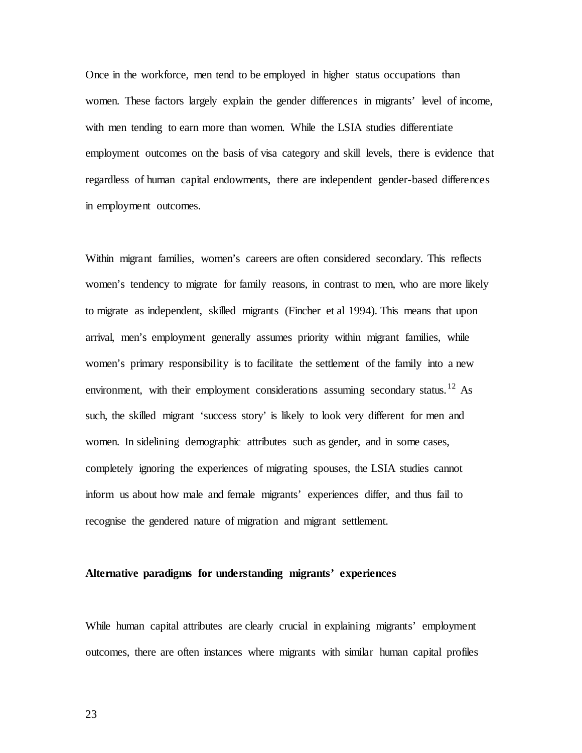Once in the workforce, men tend to be employed in higher status occupations than women. These factors largely explain the gender differences in migrants' level of income, with men tending to earn more than women. While the LSIA studies differentiate employment outcomes on the basis of visa category and skill levels, there is evidence that regardless of human capital endowments, there are independent gender-based differences in employment outcomes.

Within migrant families, women's careers are often considered secondary. This reflects women's tendency to migrate for family reasons, in contrast to men, who are more likely to migrate as independent, skilled migrants (Fincher et al 1994). This means that upon arrival, men's employment generally assumes priority within migrant families, while women's primary responsibility is to facilitate the settlement of the family into a new environment, with their employment considerations assuming secondary status.[12] As such, the skilled migrant 'success story' is likely to look very different for men and women. In sidelining demographic attributes such as gender, and in some cases, completely ignoring the experiences of migrating spouses, the LSIA studies cannot inform us about how male and female migrants' experiences differ, and thus fail to recognise the gendered nature of migration and migrant settlement.

## Alternative paradigms for understanding migrants' experiences

While human capital attributes are clearly crucial in explaining migrants' employment outcomes, there are often instances where migrants with similar human capital profiles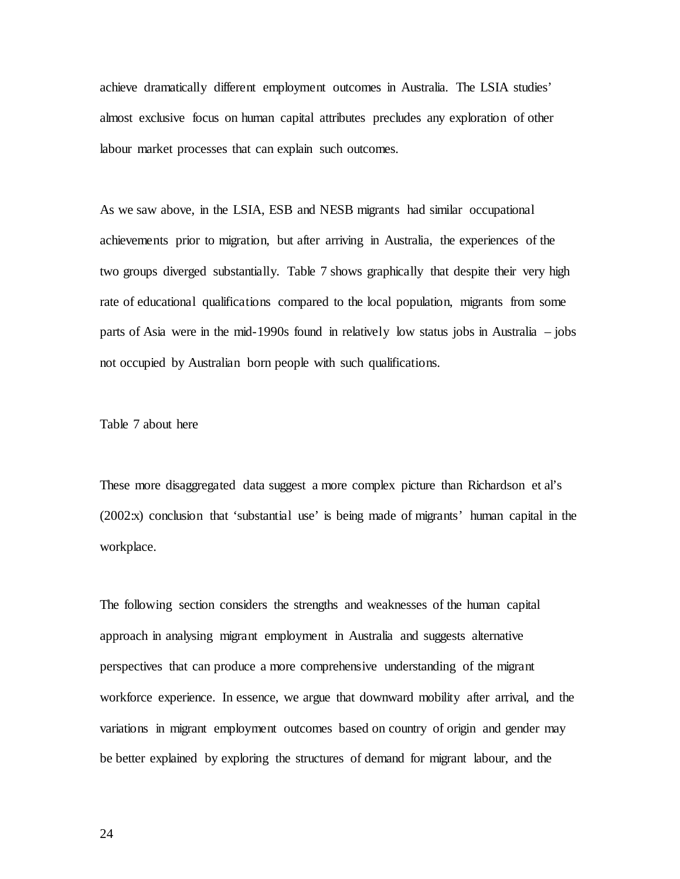achieve dramatically different employment outcomes in Australia. The LSIA studies' almost exclusive focus on human capital attributes precludes any exploration of other labour market processes that can explain such outcomes.

As we saw above, in the LSIA, ESB and NESB migrants had similar occupational achievements prior to migration, but after arriving in Australia, the experiences of the two groups diverged substantially. Table 7 shows graphically that despite their very high rate of educational qualifications compared to the local population, migrants from some parts of Asia were in the mid-1990s found in relatively low status jobs in Australia – jobs not occupied by Australian born people with such qualifications.

Table 7 about here

These more disaggregated data suggest a more complex picture than Richardson et al's (2002:x) conclusion that 'substantial use' is being made of migrants' human capital in the workplace.

The following section considers the strengths and weaknesses of the human capital approach in analysing migrant employment in Australia and suggests alternative perspectives that can produce a more comprehensive understanding of the migrant workforce experience. In essence, we argue that downward mobility after arrival, and the variations in migrant employment outcomes based on country of origin and gender may be better explained by exploring the structures of demand for migrant labour, and the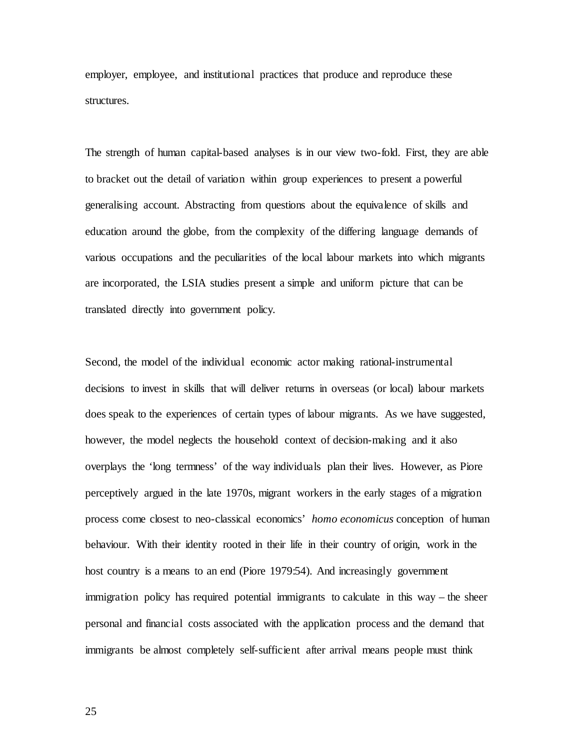employer, employee, and institutional practices that produce and reproduce these structures.

The strength of human capital-based analyses is in our view two-fold. First, they are able to bracket out the detail of variation within group experiences to present a powerful generalising account. Abstracting from questions about the equivalence of skills and education around the globe, from the complexity of the differing language demands of various occupations and the peculiarities of the local labour markets into which migrants are incorporated, the LSIA studies present a simple and uniform picture that can be translated directly into government policy.

Second, the model of the individual economic actor making rational-instrumental decisions to invest in skills that will deliver returns in overseas (or local) labour markets does speak to the experiences of certain types of labour migrants. As we have suggested, however, the model neglects the household context of decision-making and it also overplays the 'long termness' of the way individuals plan their lives. However, as Piore perceptively argued in the late 1970s, migrant workers in the early stages of a migration process come closest to neo-classical economics' *homo economicus* conception of human behaviour. With their identity rooted in their life in their country of origin, work in the host country is a means to an end (Piore 1979:54). And increasingly government immigration policy has required potential immigrants to calculate in this way – the sheer personal and financial costs associated with the application process and the demand that immigrants be almost completely self-sufficient after arrival means people must think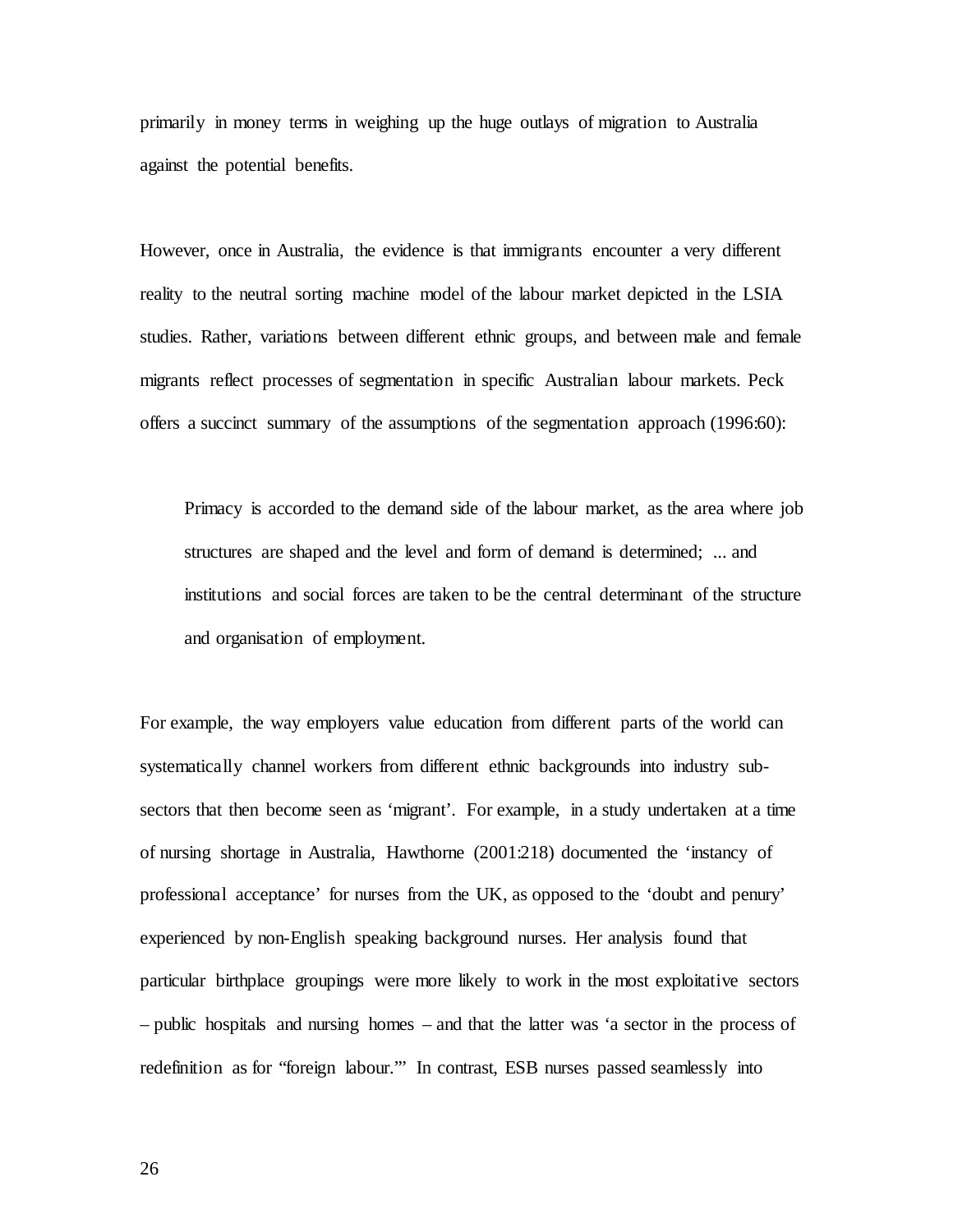primarily in money terms in weighing up the huge outlays of migration to Australia against the potential benefits.

However, once in Australia, the evidence is that immigrants encounter a very different reality to the neutral sorting machine model of the labour market depicted in the LSIA studies. Rather, variations between different ethnic groups, and between male and female migrants reflect processes of segmentation in specific Australian labour markets. Peck offers a succinct summary of the assumptions of the segmentation approach (1996:60):

> Primacy is accorded to the demand side of the labour market, as the area where job structures are shaped and the level and form of demand is determined; ... and institutions and social forces are taken to be the central determinant of the structure and organisation of employment.

For example, the way employers value education from different parts of the world can systematically channel workers from different ethnic backgrounds into industry sub-sectors that then become seen as 'migrant'. For example, in a study undertaken at a time of nursing shortage in Australia, Hawthorne (2001:218) documented the 'instancy of professional acceptance' for nurses from the UK, as opposed to the 'doubt and penury' experienced by non-English speaking background nurses. Her analysis found that particular birthplace groupings were more likely to work in the most exploitative sectors – public hospitals and nursing homes – and that the latter was 'a sector in the process of redefinition as for "foreign labour."' In contrast, ESB nurses passed seamlessly into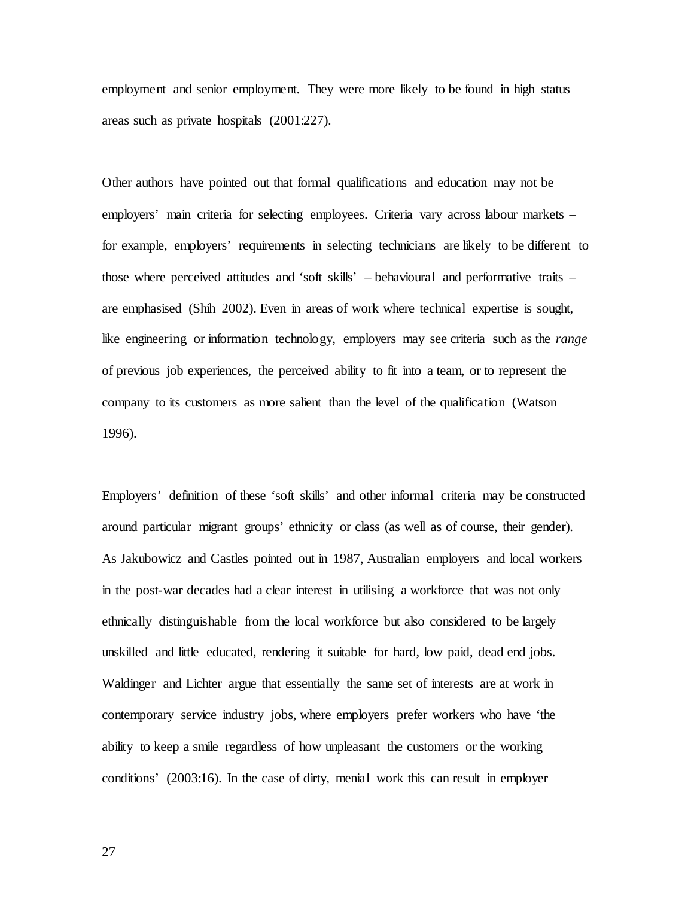employment and senior employment. They were more likely to be found in high status areas such as private hospitals (2001:227).

Other authors have pointed out that formal qualifications and education may not be employers' main criteria for selecting employees. Criteria vary across labour markets – for example, employers' requirements in selecting technicians are likely to be different to those where perceived attitudes and 'soft skills' – behavioural and performative traits – are emphasised (Shih 2002). Even in areas of work where technical expertise is sought, like engineering or information technology, employers may see criteria such as the *range* of previous job experiences, the perceived ability to fit into a team, or to represent the company to its customers as more salient than the level of the qualification (Watson 1996).

Employers' definition of these 'soft skills' and other informal criteria may be constructed around particular migrant groups' ethnicity or class (as well as of course, their gender). As Jakubowicz and Castles pointed out in 1987, Australian employers and local workers in the post-war decades had a clear interest in utilising a workforce that was not only ethnically distinguishable from the local workforce but also considered to be largely unskilled and little educated, rendering it suitable for hard, low paid, dead end jobs. Waldinger and Lichter argue that essentially the same set of interests are at work in contemporary service industry jobs, where employers prefer workers who have 'the ability to keep a smile regardless of how unpleasant the customers or the working conditions' (2003:16). In the case of dirty, menial work this can result in employer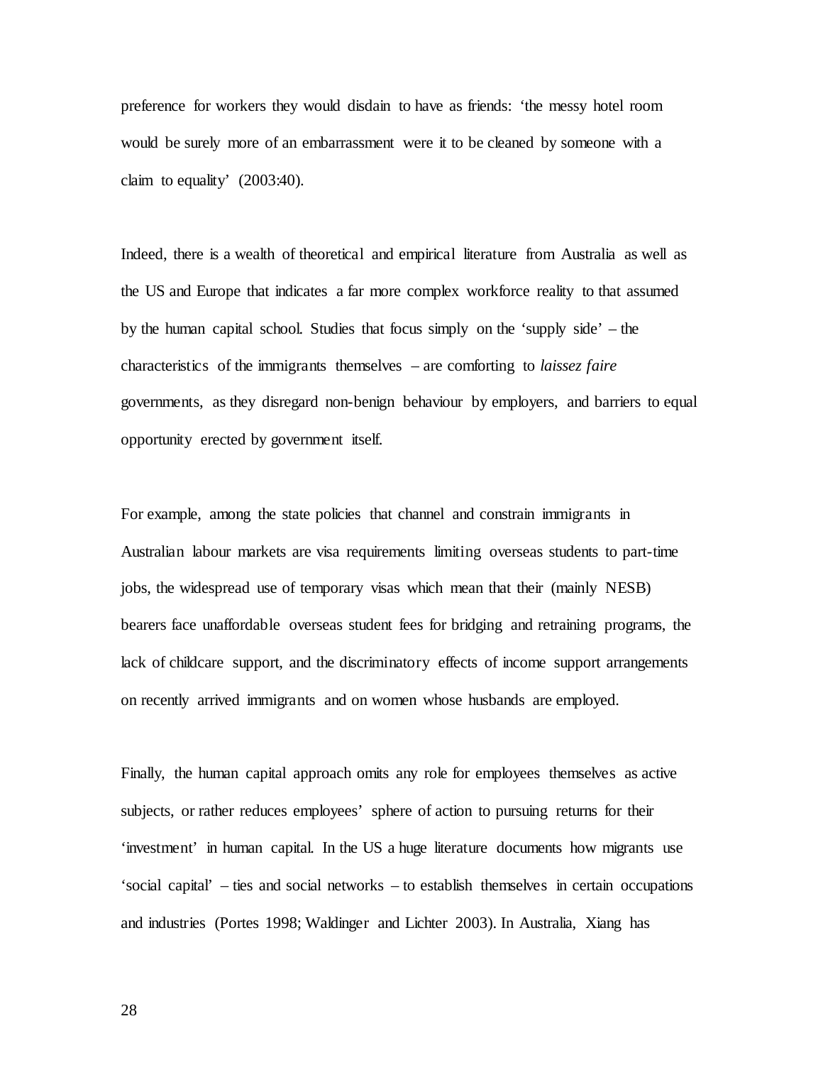preference for workers they would disdain to have as friends: ‘the messy hotel room would be surely more of an embarrassment were it to be cleaned by someone with a claim to equality’ (2003:40).

Indeed, there is a wealth of theoretical and empirical literature from Australia as well as the US and Europe that indicates a far more complex workforce reality to that assumed by the human capital school. Studies that focus simply on the ‘supply side’ – the characteristics of the immigrants themselves – are comforting to *laissez faire* governments, as they disregard non-benign behaviour by employers, and barriers to equal opportunity erected by government itself.

For example, among the state policies that channel and constrain immigrants in Australian labour markets are visa requirements limiting overseas students to part-time jobs, the widespread use of temporary visas which mean that their (mainly NESB) bearers face unaffordable overseas student fees for bridging and retraining programs, the lack of childcare support, and the discriminatory effects of income support arrangements on recently arrived immigrants and on women whose husbands are employed.

Finally, the human capital approach omits any role for employees themselves as active subjects, or rather reduces employees’ sphere of action to pursuing returns for their ‘investment’ in human capital. In the US a huge literature documents how migrants use ‘social capital’ – ties and social networks – to establish themselves in certain occupations and industries (Portes 1998; Waldinger and Lichter 2003). In Australia, Xiang has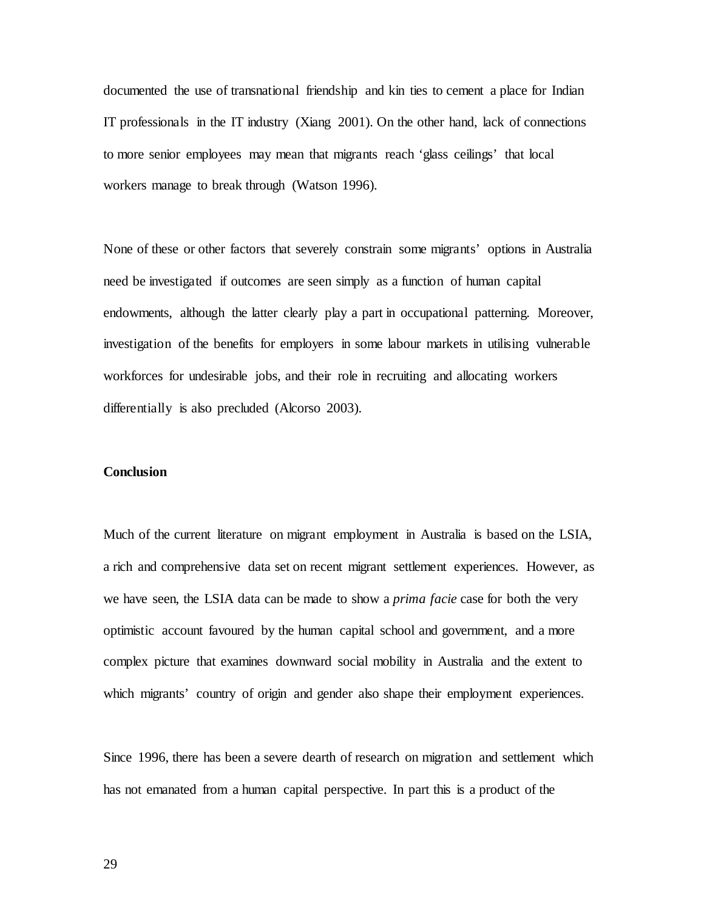documented the use of transnational friendship and kin ties to cement a place for Indian IT professionals in the IT industry (Xiang 2001). On the other hand, lack of connections to more senior employees may mean that migrants reach 'glass ceilings' that local workers manage to break through (Watson 1996).

None of these or other factors that severely constrain some migrants' options in Australia need be investigated if outcomes are seen simply as a function of human capital endowments, although the latter clearly play a part in occupational patterning. Moreover, investigation of the benefits for employers in some labour markets in utilising vulnerable workforces for undesirable jobs, and their role in recruiting and allocating workers differentially is also precluded (Alcorso 2003).

## Conclusion

Much of the current literature on migrant employment in Australia is based on the LSIA, a rich and comprehensive data set on recent migrant settlement experiences. However, as we have seen, the LSIA data can be made to show a *prima facie* case for both the very optimistic account favoured by the human capital school and government, and a more complex picture that examines downward social mobility in Australia and the extent to which migrants' country of origin and gender also shape their employment experiences.

Since 1996, there has been a severe dearth of research on migration and settlement which has not emanated from a human capital perspective. In part this is a product of the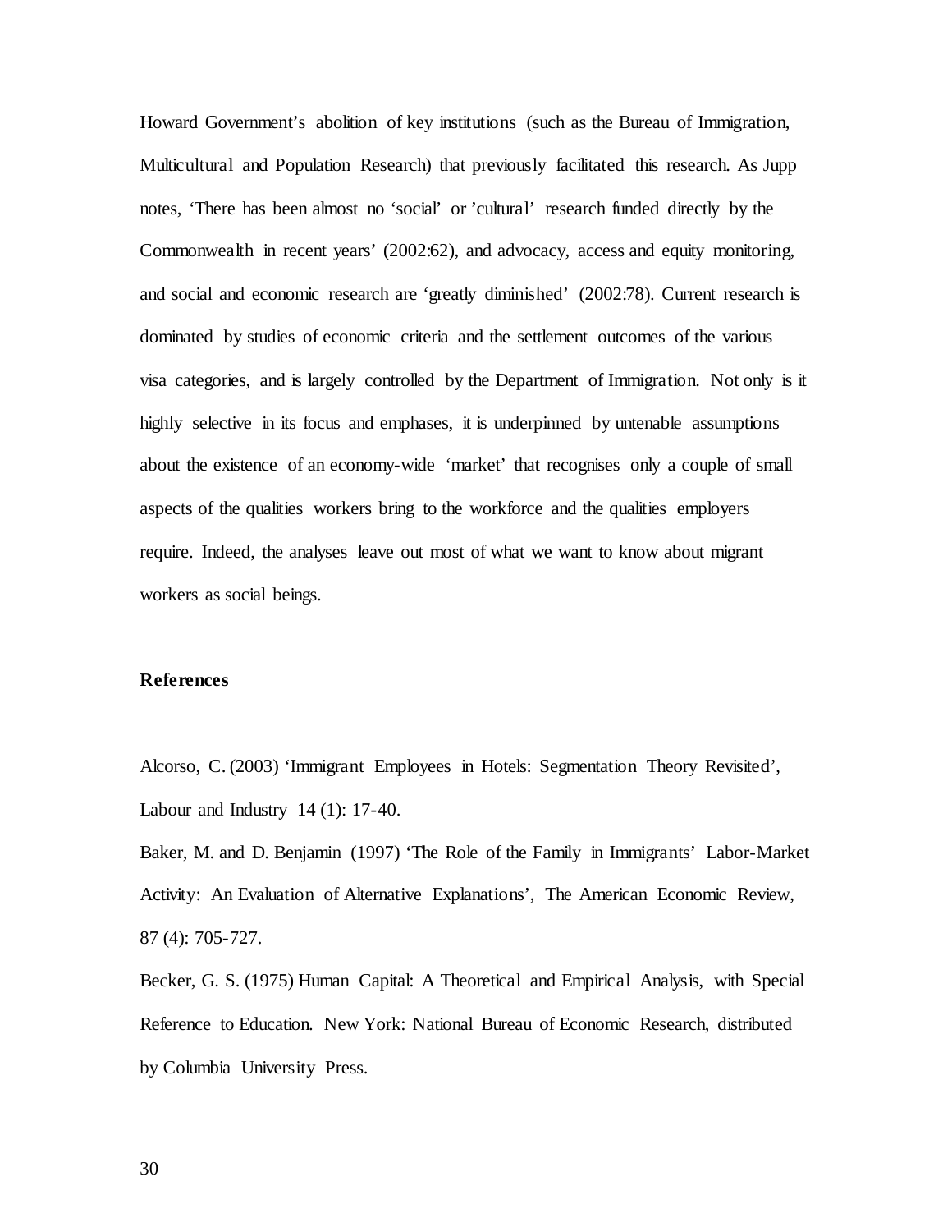Howard Government's abolition of key institutions (such as the Bureau of Immigration, Multicultural and Population Research) that previously facilitated this research. As Jupp notes, 'There has been almost no 'social' or 'cultural' research funded directly by the Commonwealth in recent years' (2002:62), and advocacy, access and equity monitoring, and social and economic research are 'greatly diminished' (2002:78). Current research is dominated by studies of economic criteria and the settlement outcomes of the various visa categories, and is largely controlled by the Department of Immigration. Not only is it highly selective in its focus and emphases, it is underpinned by untenable assumptions about the existence of an economy-wide 'market' that recognises only a couple of small aspects of the qualities workers bring to the workforce and the qualities employers require. Indeed, the analyses leave out most of what we want to know about migrant workers as social beings.

**References**

Alcorso, C. (2003) 'Immigrant Employees in Hotels: Segmentation Theory Revisited', Labour and Industry 14 (1): 17-40.

Baker, M. and D. Benjamin (1997) 'The Role of the Family in Immigrants' Labor-Market Activity: An Evaluation of Alternative Explanations', The American Economic Review, 87 (4): 705-727.

Becker, G. S. (1975) Human Capital: A Theoretical and Empirical Analysis, with Special Reference to Education. New York: National Bureau of Economic Research, distributed by Columbia University Press.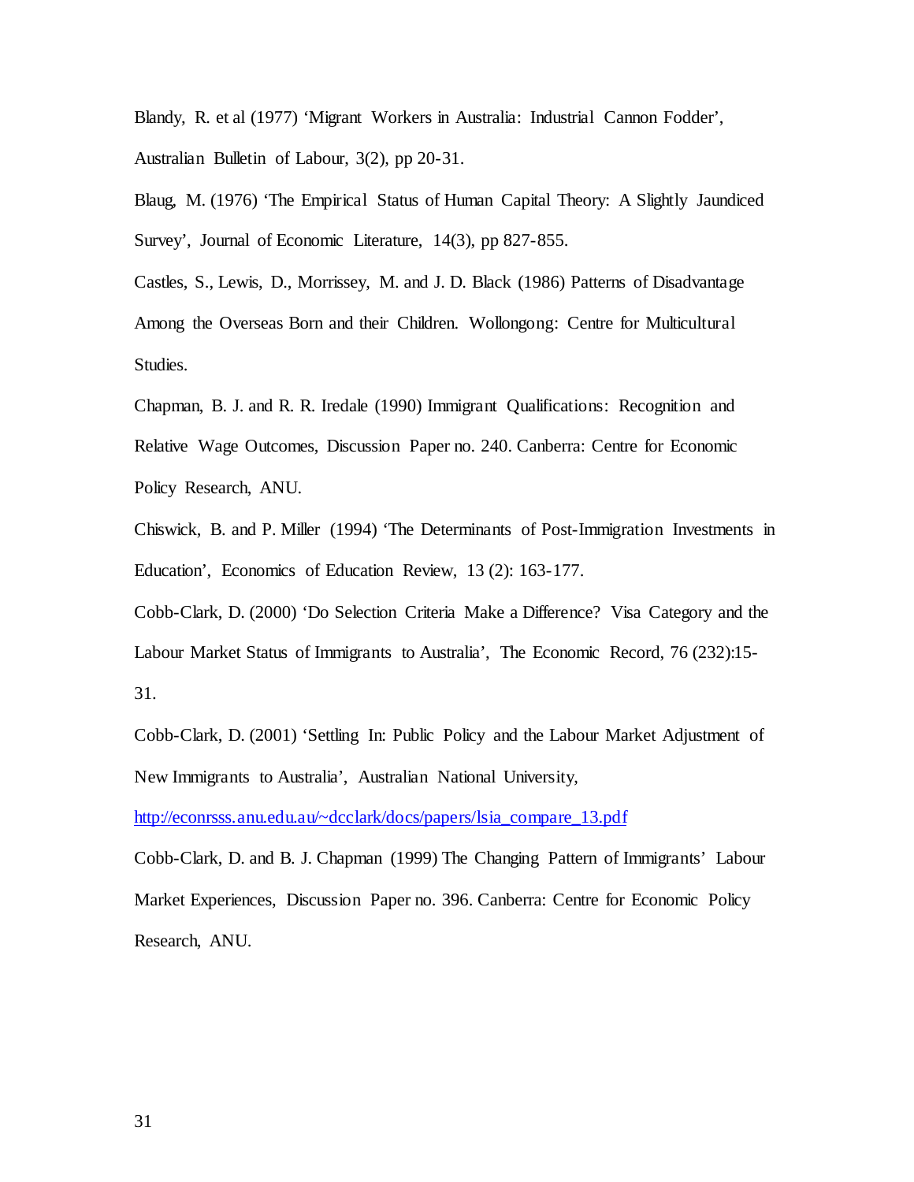Blandy, R. et al (1977) 'Migrant Workers in Australia: Industrial Cannon Fodder', Australian Bulletin of Labour, 3(2), pp 20-31.

Blaug, M. (1976) 'The Empirical Status of Human Capital Theory: A Slightly Jaundiced Survey', Journal of Economic Literature, 14(3), pp 827-855.

Castles, S., Lewis, D., Morrissey, M. and J. D. Black (1986) Patterns of Disadvantage Among the Overseas Born and their Children. Wollongong: Centre for Multicultural Studies.

Chapman, B. J. and R. R. Iredale (1990) Immigrant Qualifications: Recognition and Relative Wage Outcomes, Discussion Paper no. 240. Canberra: Centre for Economic Policy Research, ANU.

Chiswick, B. and P. Miller (1994) 'The Determinants of Post-Immigration Investments in Education', Economics of Education Review, 13 (2): 163-177.

Cobb-Clark, D. (2000) 'Do Selection Criteria Make a Difference? Visa Category and the Labour Market Status of Immigrants to Australia', The Economic Record, 76 (232):15-31.

Cobb-Clark, D. (2001) 'Settling In: Public Policy and the Labour Market Adjustment of New Immigrants to Australia', Australian National University, http://econrsss.anu.edu.au/~dcclark/docs/papers/lsia_compare_13.pdf

Cobb-Clark, D. and B. J. Chapman (1999) The Changing Pattern of Immigrants' Labour Market Experiences, Discussion Paper no. 396. Canberra: Centre for Economic Policy Research, ANU.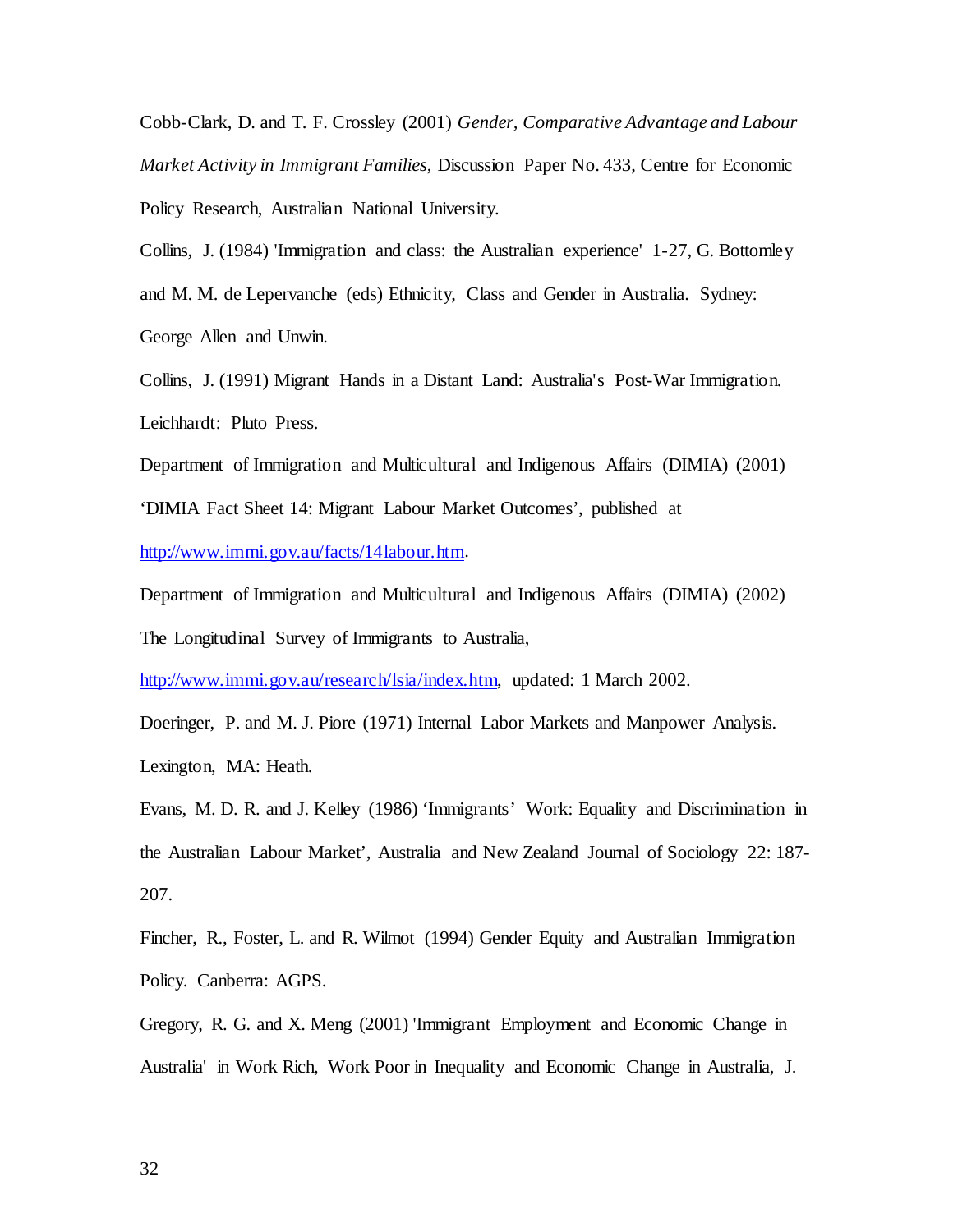Cobb-Clark, D. and T. F. Crossley (2001) *Gender, Comparative Advantage and Labour Market Activity in Immigrant Families*, Discussion Paper No. 433, Centre for Economic Policy Research, Australian National University.

Collins, J. (1984) 'Immigration and class: the Australian experience' 1-27, G. Bottomley and M. M. de Lepervanche (eds) Ethnicity, Class and Gender in Australia. Sydney: George Allen and Unwin.

Collins, J. (1991) Migrant Hands in a Distant Land: Australia's Post-War Immigration. Leichhardt: Pluto Press.

Department of Immigration and Multicultural and Indigenous Affairs (DIMIA) (2001) 'DIMIA Fact Sheet 14: Migrant Labour Market Outcomes', published at http://www.immi.gov.au/facts/14labour.htm.

Department of Immigration and Multicultural and Indigenous Affairs (DIMIA) (2002) The Longitudinal Survey of Immigrants to Australia, http://www.immi.gov.au/research/lsia/index.htm, updated: 1 March 2002.

Doeringer, P. and M. J. Piore (1971) Internal Labor Markets and Manpower Analysis. Lexington, MA: Heath.

Evans, M. D. R. and J. Kelley (1986) 'Immigrants' Work: Equality and Discrimination in the Australian Labour Market', Australia and New Zealand Journal of Sociology 22: 187-207.

Fincher, R., Foster, L. and R. Wilmot (1994) Gender Equity and Australian Immigration Policy. Canberra: AGPS.

Gregory, R. G. and X. Meng (2001) 'Immigrant Employment and Economic Change in Australia' in Work Rich, Work Poor in Inequality and Economic Change in Australia, J.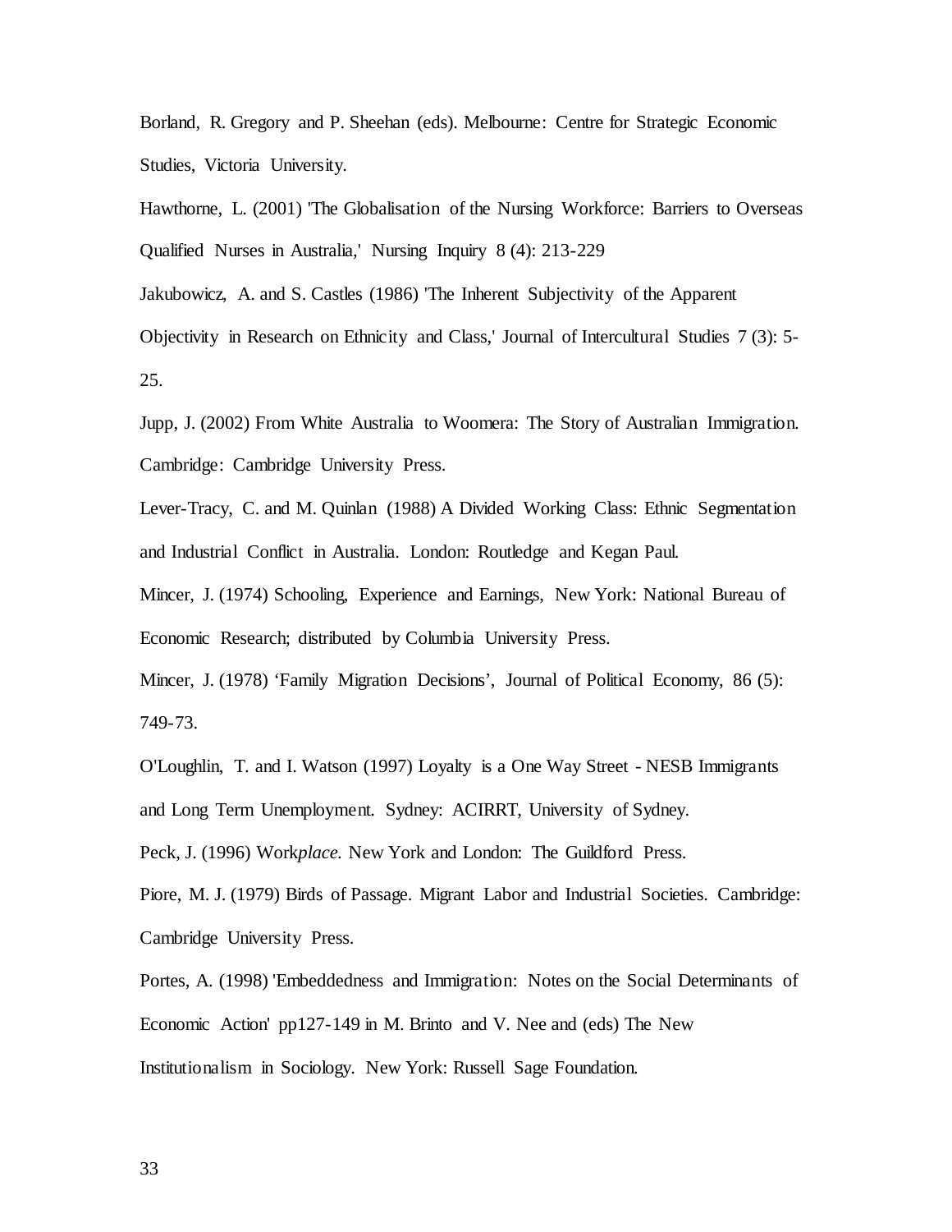Borland, R. Gregory and P. Sheehan (eds). Melbourne: Centre for Strategic Economic Studies, Victoria University.

Hawthorne, L. (2001) 'The Globalisation of the Nursing Workforce: Barriers to Overseas Qualified Nurses in Australia,' Nursing Inquiry 8 (4): 213-229

Jakubowicz, A. and S. Castles (1986) 'The Inherent Subjectivity of the Apparent Objectivity in Research on Ethnicity and Class,' Journal of Intercultural Studies 7 (3): 5-25.

Jupp, J. (2002) From White Australia to Woomera: The Story of Australian Immigration. Cambridge: Cambridge University Press.

Lever-Tracy, C. and M. Quinlan (1988) A Divided Working Class: Ethnic Segmentation and Industrial Conflict in Australia. London: Routledge and Kegan Paul.

Mincer, J. (1974) Schooling, Experience and Earnings, New York: National Bureau of Economic Research; distributed by Columbia University Press.

Mincer, J. (1978) 'Family Migration Decisions', Journal of Political Economy, 86 (5): 749-73.

O'Loughlin, T. and I. Watson (1997) Loyalty is a One Way Street - NESB Immigrants and Long Term Unemployment. Sydney: ACIRRT, University of Sydney.

Peck, J. (1996) Work*place.* New York and London: The Guildford Press.

Piore, M. J. (1979) Birds of Passage. Migrant Labor and Industrial Societies. Cambridge: Cambridge University Press.

Portes, A. (1998) 'Embeddedness and Immigration: Notes on the Social Determinants of Economic Action' pp127-149 in M. Brinto and V. Nee and (eds) The New Institutionalism in Sociology. New York: Russell Sage Foundation.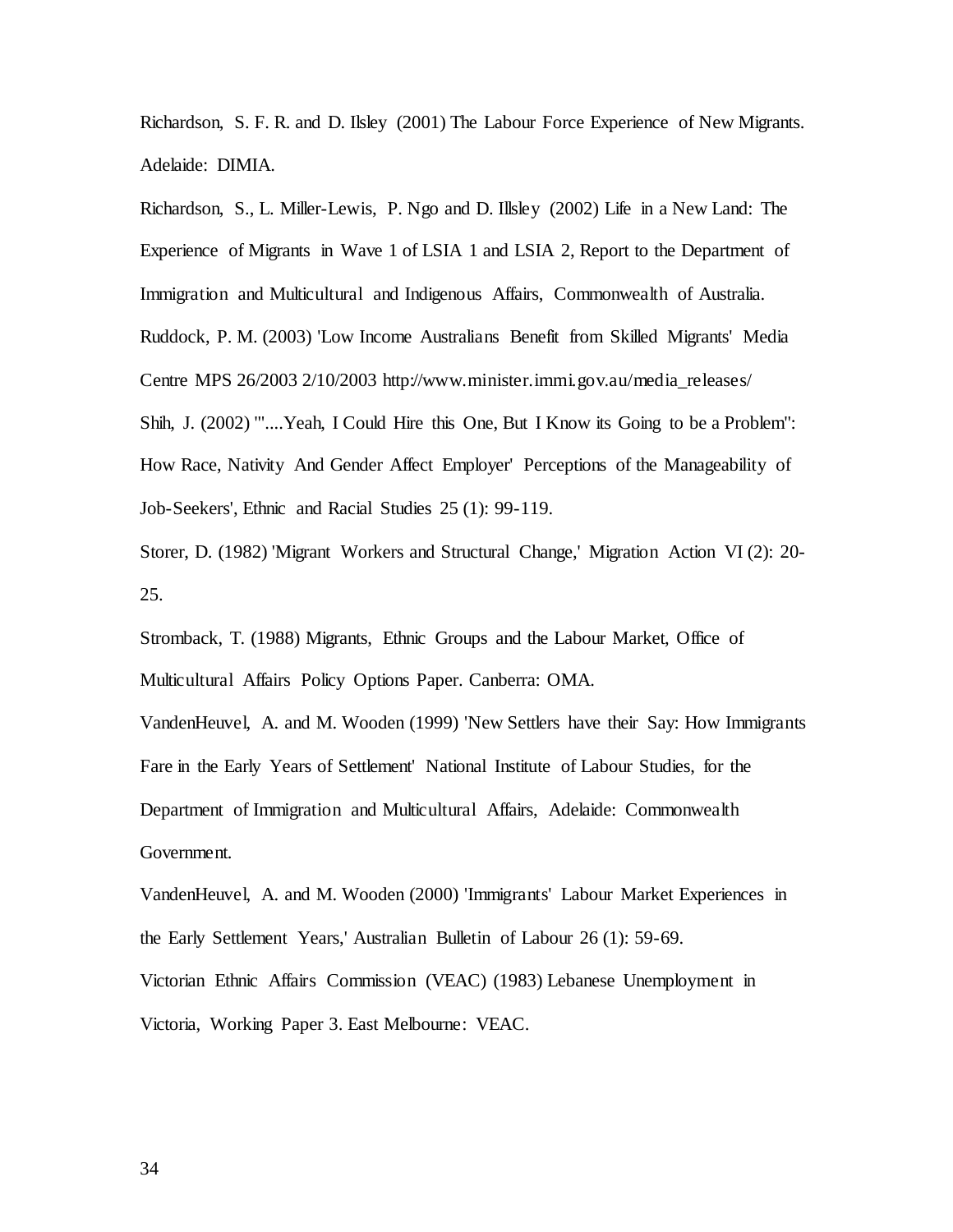Richardson, S. F. R. and D. Ilsley (2001) The Labour Force Experience of New Migrants. Adelaide: DIMIA.

Richardson, S., L. Miller-Lewis, P. Ngo and D. Illsley (2002) Life in a New Land: The Experience of Migrants in Wave 1 of LSIA 1 and LSIA 2, Report to the Department of Immigration and Multicultural and Indigenous Affairs, Commonwealth of Australia.

Ruddock, P. M. (2003) 'Low Income Australians Benefit from Skilled Migrants' Media Centre MPS 26/2003 2/10/2003 http://www.minister.immi.gov.au/media_releases/

Shih, J. (2002) '"....Yeah, I Could Hire this One, But I Know its Going to be a Problem": How Race, Nativity And Gender Affect Employer' Perceptions of the Manageability of Job-Seekers', Ethnic and Racial Studies 25 (1): 99-119.

Storer, D. (1982) 'Migrant Workers and Structural Change,' Migration Action VI (2): 20-25.

Stromback, T. (1988) Migrants, Ethnic Groups and the Labour Market, Office of Multicultural Affairs Policy Options Paper. Canberra: OMA.

VandenHeuvel, A. and M. Wooden (1999) 'New Settlers have their Say: How Immigrants Fare in the Early Years of Settlement' National Institute of Labour Studies, for the Department of Immigration and Multicultural Affairs, Adelaide: Commonwealth Government.

VandenHeuvel, A. and M. Wooden (2000) 'Immigrants' Labour Market Experiences in the Early Settlement Years,' Australian Bulletin of Labour 26 (1): 59-69.

Victorian Ethnic Affairs Commission (VEAC) (1983) Lebanese Unemployment in Victoria, Working Paper 3. East Melbourne: VEAC.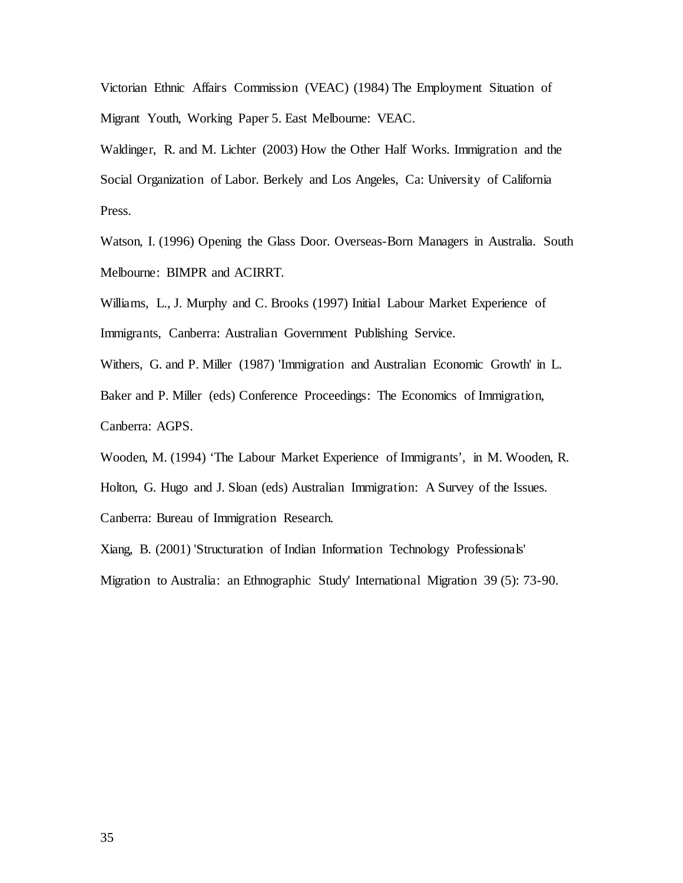Victorian Ethnic Affairs Commission (VEAC) (1984) The Employment Situation of Migrant Youth, Working Paper 5. East Melbourne: VEAC.

Waldinger, R. and M. Lichter (2003) How the Other Half Works. Immigration and the Social Organization of Labor. Berkely and Los Angeles, Ca: University of California Press.

Watson, I. (1996) Opening the Glass Door. Overseas-Born Managers in Australia. South Melbourne: BIMPR and ACIRRT.

Williams, L., J. Murphy and C. Brooks (1997) Initial Labour Market Experience of Immigrants, Canberra: Australian Government Publishing Service.

Withers, G. and P. Miller (1987) 'Immigration and Australian Economic Growth' in L. Baker and P. Miller (eds) Conference Proceedings: The Economics of Immigration, Canberra: AGPS.

Wooden, M. (1994) 'The Labour Market Experience of Immigrants', in M. Wooden, R. Holton, G. Hugo and J. Sloan (eds) Australian Immigration: A Survey of the Issues. Canberra: Bureau of Immigration Research.

Xiang, B. (2001) 'Structuration of Indian Information Technology Professionals' Migration to Australia: an Ethnographic Study' International Migration 39 (5): 73-90.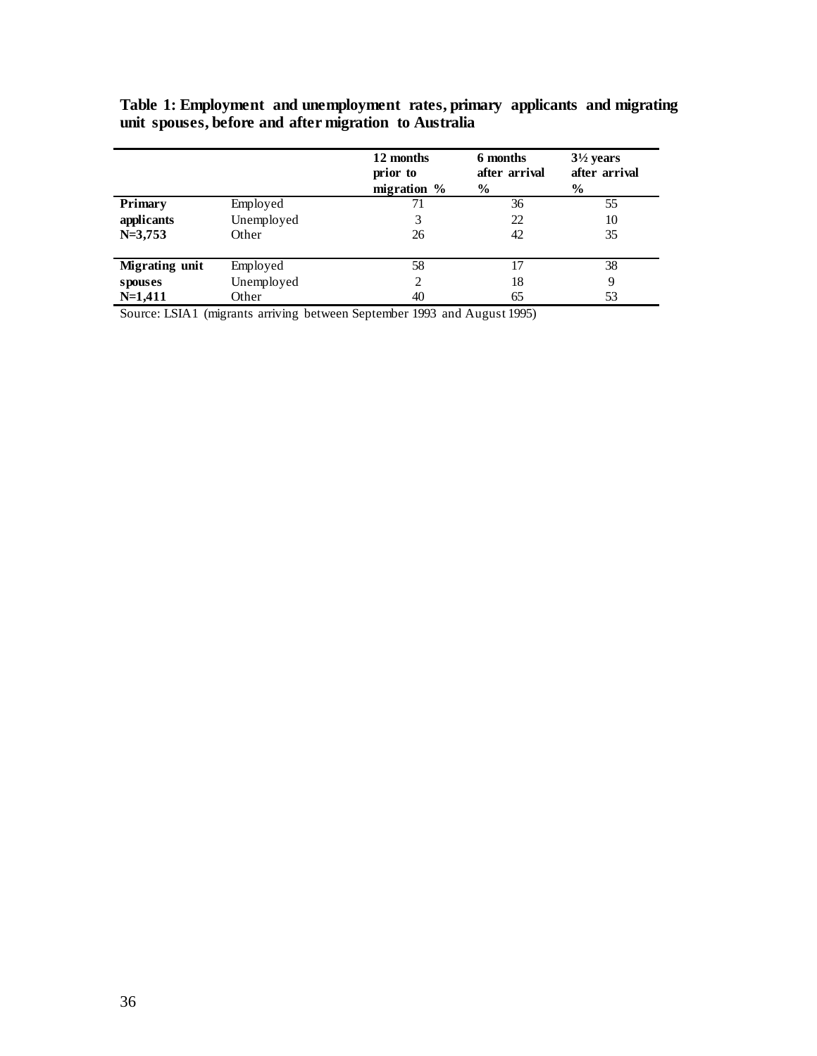**Table 1: Employment and unemployment rates, primary applicants and migrating unit spouses, before and after migration to Australia**

| | | 12 months prior to migration % | 6 months after arrival % | 3½ years after arrival % |
|---|---|---|---|---|
| **Primary applicants N=3,753** | Employed | 71 | 36 | 55 |
| | Unemployed | 3 | 22 | 10 |
| | Other | 26 | 42 | 35 |
| **Migrating unit spouses N=1,411** | Employed | 58 | 17 | 38 |
| | Unemployed | 2 | 18 | 9 |
| | Other | 40 | 65 | 53 |

Source: LSIA1 (migrants arriving between September 1993 and August 1995)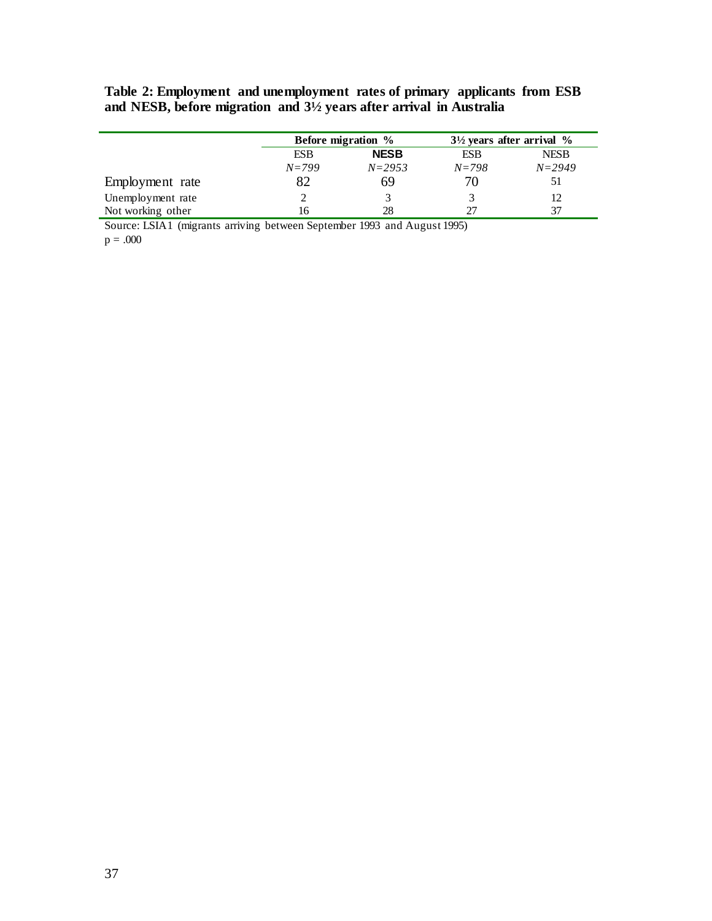**Table 2: Employment and unemployment rates of primary applicants from ESB and NESB, before migration and 3½ years after arrival in Australia**

| | Before migration % | | 3½ years after arrival % | |
|---|---|---|---|---|
| | ESB | NESB | ESB | NESB |
| | *N=799* | *N=2953* | *N=798* | *N=2949* |
| Employment rate | 82 | 69 | 70 | 51 |
| Unemployment rate | 2 | 3 | 3 | 12 |
| Not working other | 16 | 28 | 27 | 37 |

Source: LSIA1 (migrants arriving between September 1993 and August 1995)
$p = .000$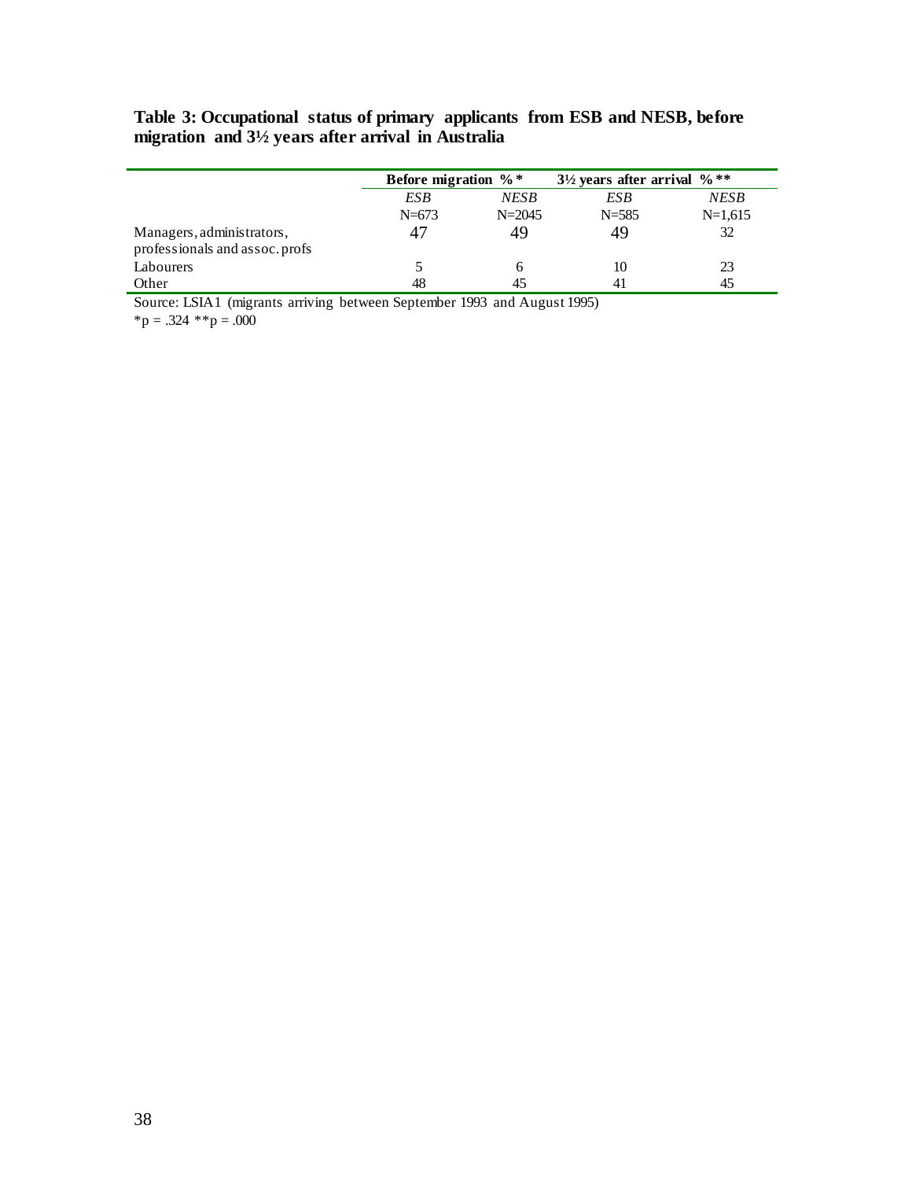**Table 3: Occupational status of primary applicants from ESB and NESB, before migration and 3½ years after arrival in Australia**

| | Before migration %* | | 3½ years after arrival %** | |
|---|---|---|---|---|
| | *ESB* | *NESB* | *ESB* | *NESB* |
| | N=673 | N=2045 | N=585 | N=1,615 |
| Managers, administrators, professionals and assoc. profs | 47 | 49 | 49 | 32 |
| Labourers | 5 | 6 | 10 | 23 |
| Other | 48 | 45 | 41 | 45 |

Source: LSIA1 (migrants arriving between September 1993 and August 1995)

*p = .324 **p = .000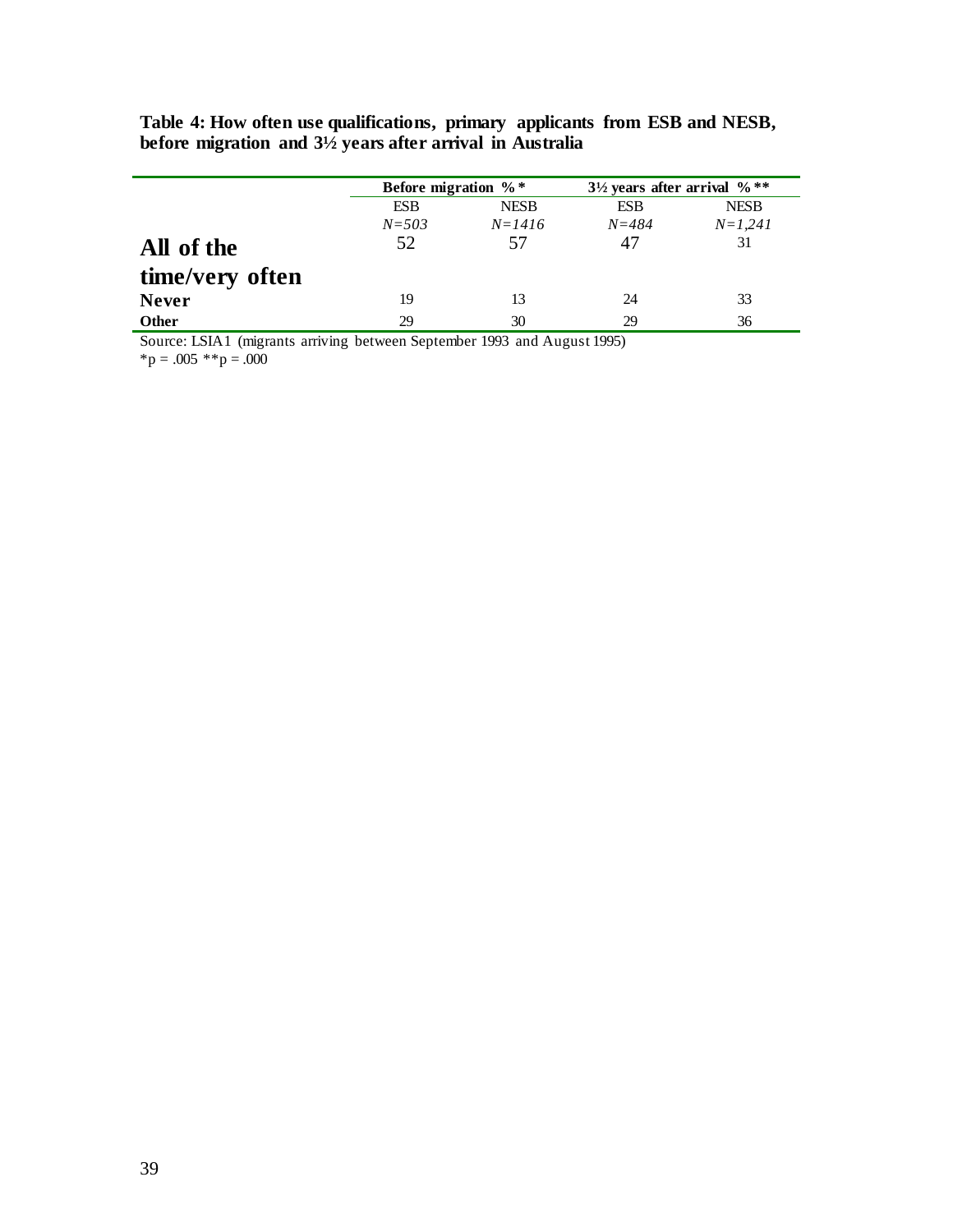**Table 4: How often use qualifications, primary applicants from ESB and NESB, before migration and 3½ years after arrival in Australia**

| | Before migration %* | | 3½ years after arrival %** | |
|---|---|---|---|---|
| | ESB | NESB | ESB | NESB |
| | *N=503* | *N=1416* | *N=484* | *N=1,241* |
| **All of the time/very often** | 52 | 57 | 47 | 31 |
| **Never** | 19 | 13 | 24 | 33 |
| **Other** | 29 | 30 | 29 | 36 |

Source: LSIA1 (migrants arriving between September 1993 and August 1995)

*p = .005 **p = .000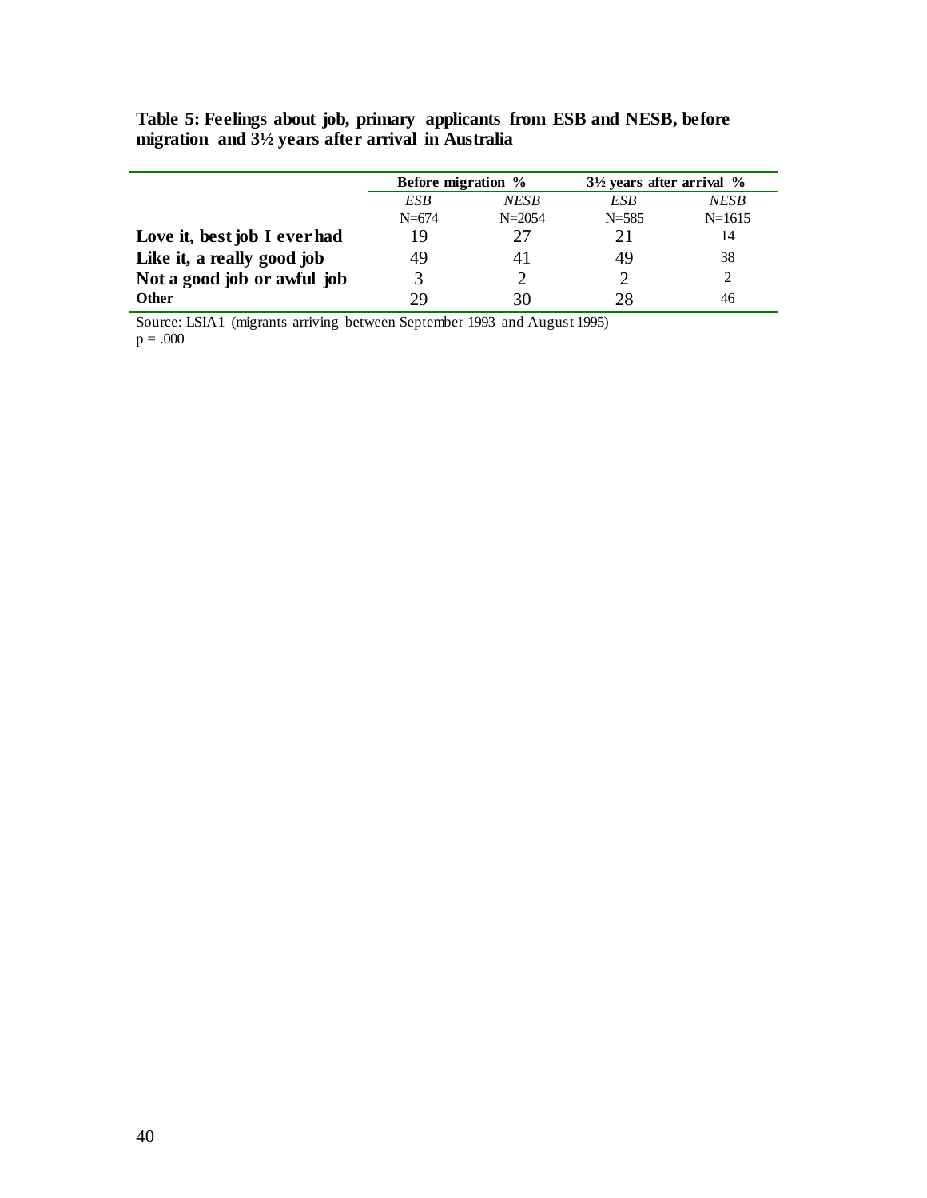**Table 5: Feelings about job, primary applicants from ESB and NESB, before migration and 3½ years after arrival in Australia**

| | Before migration % | | 3½ years after arrival % | |
|---|---|---|---|---|
| | *ESB* | *NESB* | *ESB* | *NESB* |
| | N=674 | N=2054 | N=585 | N=1615 |
| **Love it, best job I ever had** | 19 | 27 | 21 | 14 |
| **Like it, a really good job** | 49 | 41 | 49 | 38 |
| **Not a good job or awful job** | 3 | 2 | 2 | 2 |
| **Other** | 29 | 30 | 28 | 46 |

Source: LSIA1 (migrants arriving between September 1993 and August 1995)
$p = .000$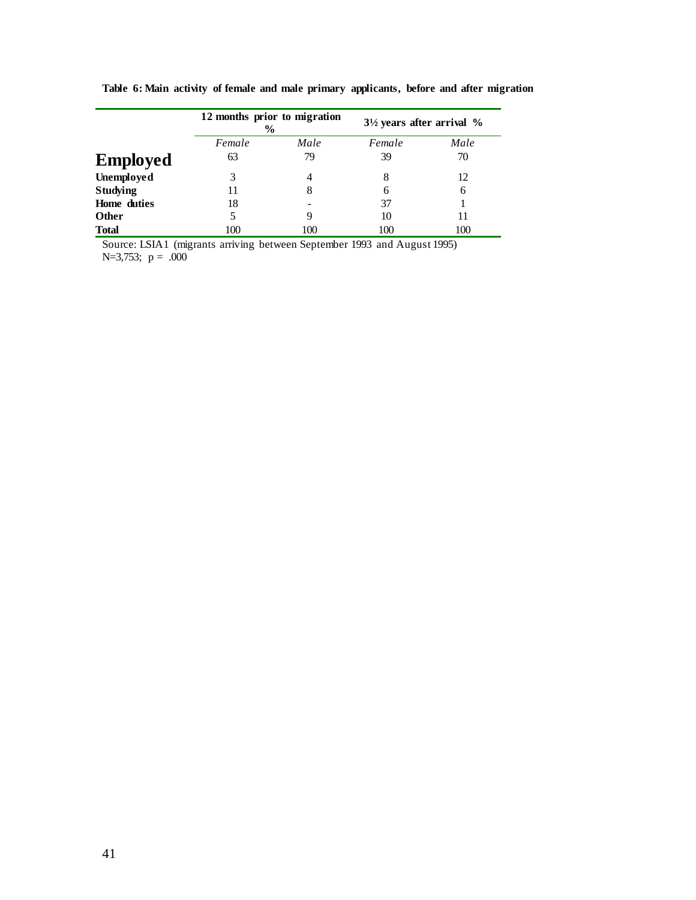**Table 6: Main activity of female and male primary applicants, before and after migration**

| | 12 months prior to migration % | | 3½ years after arrival % | |
|---|---|---|---|---|
| | *Female* | *Male* | *Female* | *Male* |
| **Employed** | 63 | 79 | 39 | 70 |
| **Unemployed** | 3 | 4 | 8 | 12 |
| **Studying** | 11 | 8 | 6 | 6 |
| **Home duties** | 18 | - | 37 | 1 |
| **Other** | 5 | 9 | 10 | 11 |
| **Total** | 100 | 100 | 100 | 100 |

Source: LSIA1 (migrants arriving between September 1993 and August 1995)
N=3,753; $p = .000$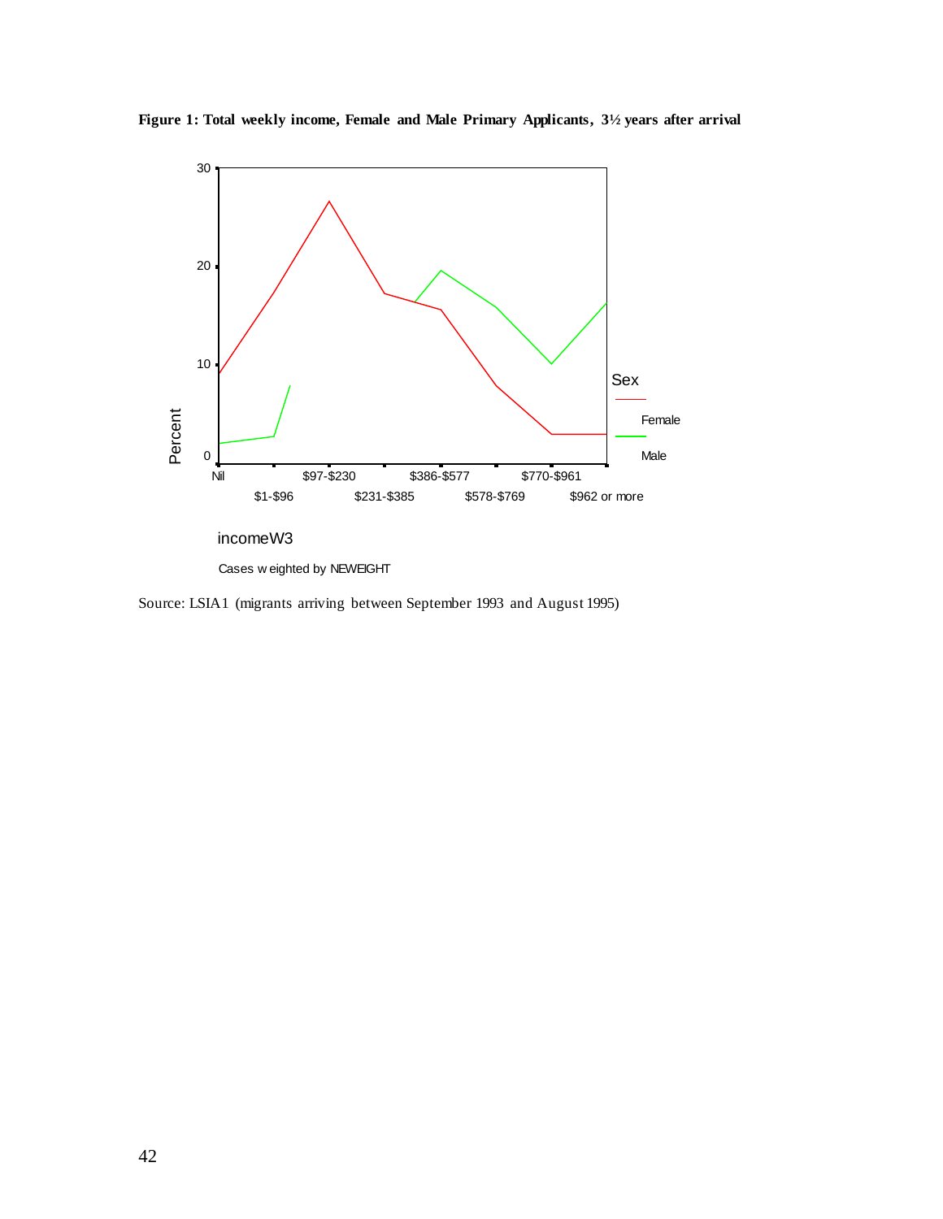**Figure 1: Total weekly income, Female and Male Primary Applicants, 3½ years after arrival**

Source: LSIA1 (migrants arriving between September 1993 and August 1995)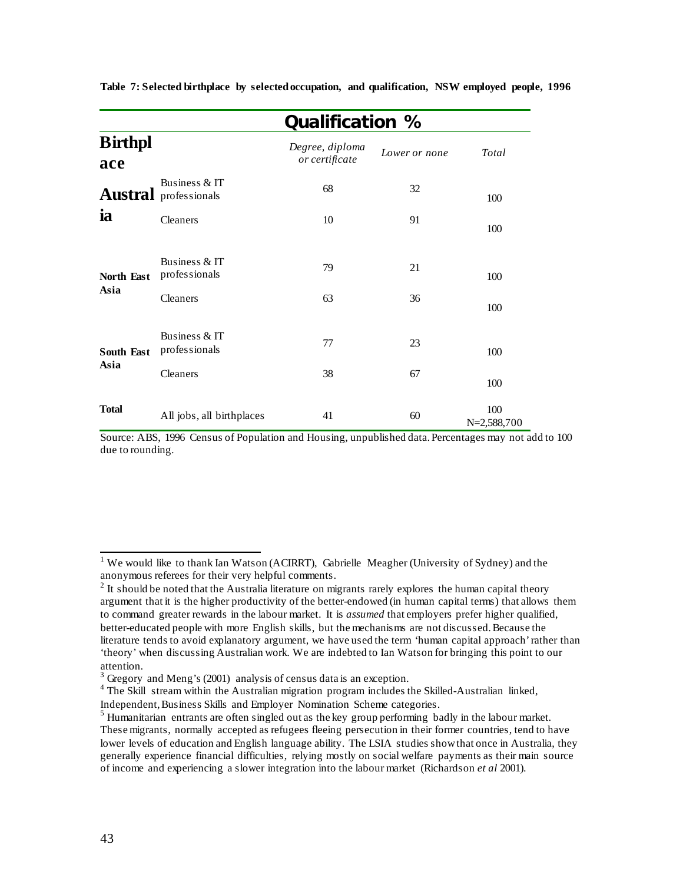**Table 7: Selected birthplace by selected occupation, and qualification, NSW employed people, 1996**

| | | Qualification % | | |
|---|---|---|---|---|
| **Birthplace** | | *Degree, diploma or certificate* | *Lower or none* | *Total* |
| **Australia** | Business & IT professionals | 68 | 32 | 100 |
| | Cleaners | 10 | 91 | 100 |
| **North East Asia** | Business & IT professionals | 79 | 21 | 100 |
| | Cleaners | 63 | 36 | 100 |
| **South East Asia** | Business & IT professionals | 77 | 23 | 100 |
| | Cleaners | 38 | 67 | 100 |
| **Total** | All jobs, all birthplaces | 41 | 60 | 100 N=2,588,700 |

Source: ABS, 1996 Census of Population and Housing, unpublished data. Percentages may not add to 100 due to rounding.

---

[1] We would like to thank Ian Watson (ACIRRT), Gabrielle Meagher (University of Sydney) and the anonymous referees for their very helpful comments.

[2] It should be noted that the Australia literature on migrants rarely explores the human capital theory argument that it is the higher productivity of the better-endowed (in human capital terms) that allows them to command greater rewards in the labour market. It is *assumed* that employers prefer higher qualified, better-educated people with more English skills, but the mechanisms are not discussed. Because the literature tends to avoid explanatory argument, we have used the term 'human capital approach' rather than 'theory' when discussing Australian work. We are indebted to Ian Watson for bringing this point to our attention.

[3] Gregory and Meng's (2001) analysis of census data is an exception.

[4] The Skill stream within the Australian migration program includes the Skilled-Australian linked, Independent, Business Skills and Employer Nomination Scheme categories.

[5] Humanitarian entrants are often singled out as the key group performing badly in the labour market. These migrants, normally accepted as refugees fleeing persecution in their former countries, tend to have lower levels of education and English language ability. The LSIA studies show that once in Australia, they generally experience financial difficulties, relying mostly on social welfare payments as their main source of income and experiencing a slower integration into the labour market (Richardson *et al* 2001).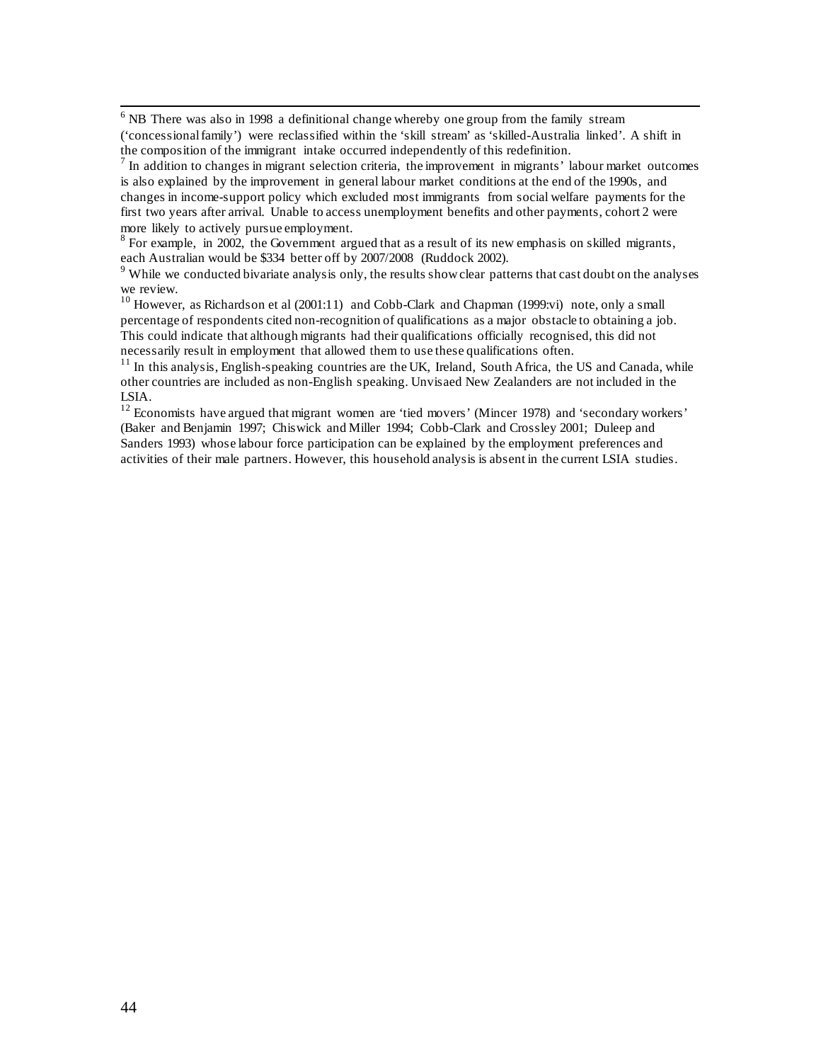[6] NB There was also in 1998 a definitional change whereby one group from the family stream ('concessional family') were reclassified within the 'skill stream' as 'skilled-Australia linked'. A shift in the composition of the immigrant intake occurred independently of this redefinition.

[7] In addition to changes in migrant selection criteria, the improvement in migrants' labour market outcomes is also explained by the improvement in general labour market conditions at the end of the 1990s, and changes in income-support policy which excluded most immigrants from social welfare payments for the first two years after arrival. Unable to access unemployment benefits and other payments, cohort 2 were more likely to actively pursue employment.

[8] For example, in 2002, the Government argued that as a result of its new emphasis on skilled migrants, each Australian would be $334 better off by 2007/2008 (Ruddock 2002).

[9] While we conducted bivariate analysis only, the results show clear patterns that cast doubt on the analyses we review.

[10] However, as Richardson et al (2001:11) and Cobb-Clark and Chapman (1999:vi) note, only a small percentage of respondents cited non-recognition of qualifications as a major obstacle to obtaining a job. This could indicate that although migrants had their qualifications officially recognised, this did not necessarily result in employment that allowed them to use these qualifications often.

[11] In this analysis, English-speaking countries are the UK, Ireland, South Africa, the US and Canada, while other countries are included as non-English speaking. Unvisaed New Zealanders are not included in the LSIA.

[12] Economists have argued that migrant women are 'tied movers' (Mincer 1978) and 'secondary workers' (Baker and Benjamin 1997; Chiswick and Miller 1994; Cobb-Clark and Crossley 2001; Duleep and Sanders 1993) whose labour force participation can be explained by the employment preferences and activities of their male partners. However, this household analysis is absent in the current LSIA studies.